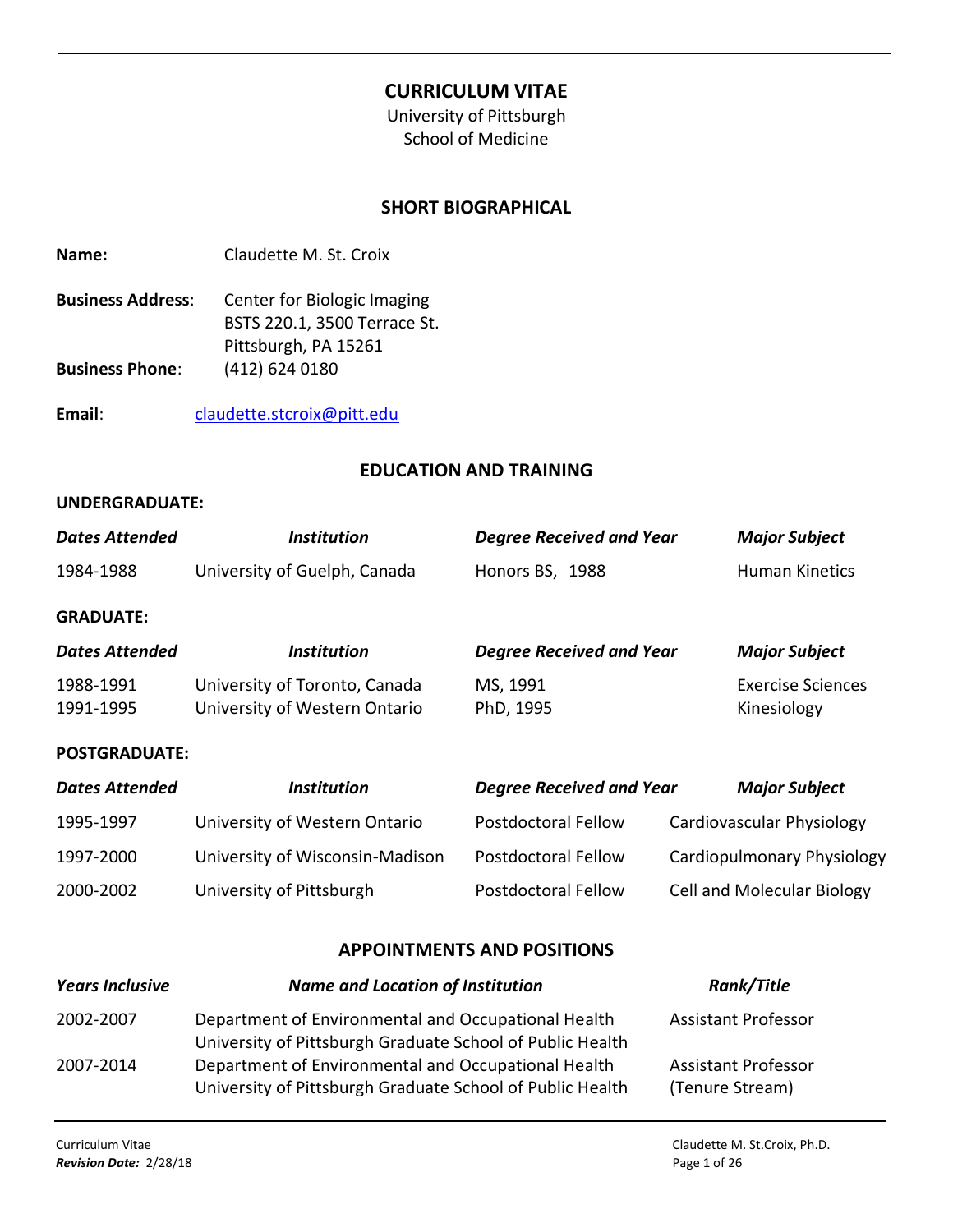# CURRICULUM VITAE

University of Pittsburgh
School of Medicine

## SHORT BIOGRAPHICAL

**Name:** Claudette M. St. Croix

**Business Address**: Center for Biologic Imaging
BSTS 220.1, 3500 Terrace St.
Pittsburgh, PA 15261

**Business Phone**: (412) 624 0180

**Email**: claudette.stcroix@pitt.edu

## EDUCATION AND TRAINING

### UNDERGRADUATE:

| *Dates Attended* | *Institution* | *Degree Received and Year* | *Major Subject* |
|---|---|---|---|
| 1984-1988 | University of Guelph, Canada | Honors BS, 1988 | Human Kinetics |

### GRADUATE:

| *Dates Attended* | *Institution* | *Degree Received and Year* | *Major Subject* |
|---|---|---|---|
| 1988-1991 | University of Toronto, Canada | MS, 1991 | Exercise Sciences |
| 1991-1995 | University of Western Ontario | PhD, 1995 | Kinesiology |

### POSTGRADUATE:

| *Dates Attended* | *Institution* | *Degree Received and Year* | *Major Subject* |
|---|---|---|---|
| 1995-1997 | University of Western Ontario | Postdoctoral Fellow | Cardiovascular Physiology |
| 1997-2000 | University of Wisconsin-Madison | Postdoctoral Fellow | Cardiopulmonary Physiology |
| 2000-2002 | University of Pittsburgh | Postdoctoral Fellow | Cell and Molecular Biology |

## APPOINTMENTS AND POSITIONS

| *Years Inclusive* | *Name and Location of Institution* | *Rank/Title* |
|---|---|---|
| 2002-2007 | Department of Environmental and Occupational Health University of Pittsburgh Graduate School of Public Health | Assistant Professor |
| 2007-2014 | Department of Environmental and Occupational Health University of Pittsburgh Graduate School of Public Health | Assistant Professor (Tenure Stream) |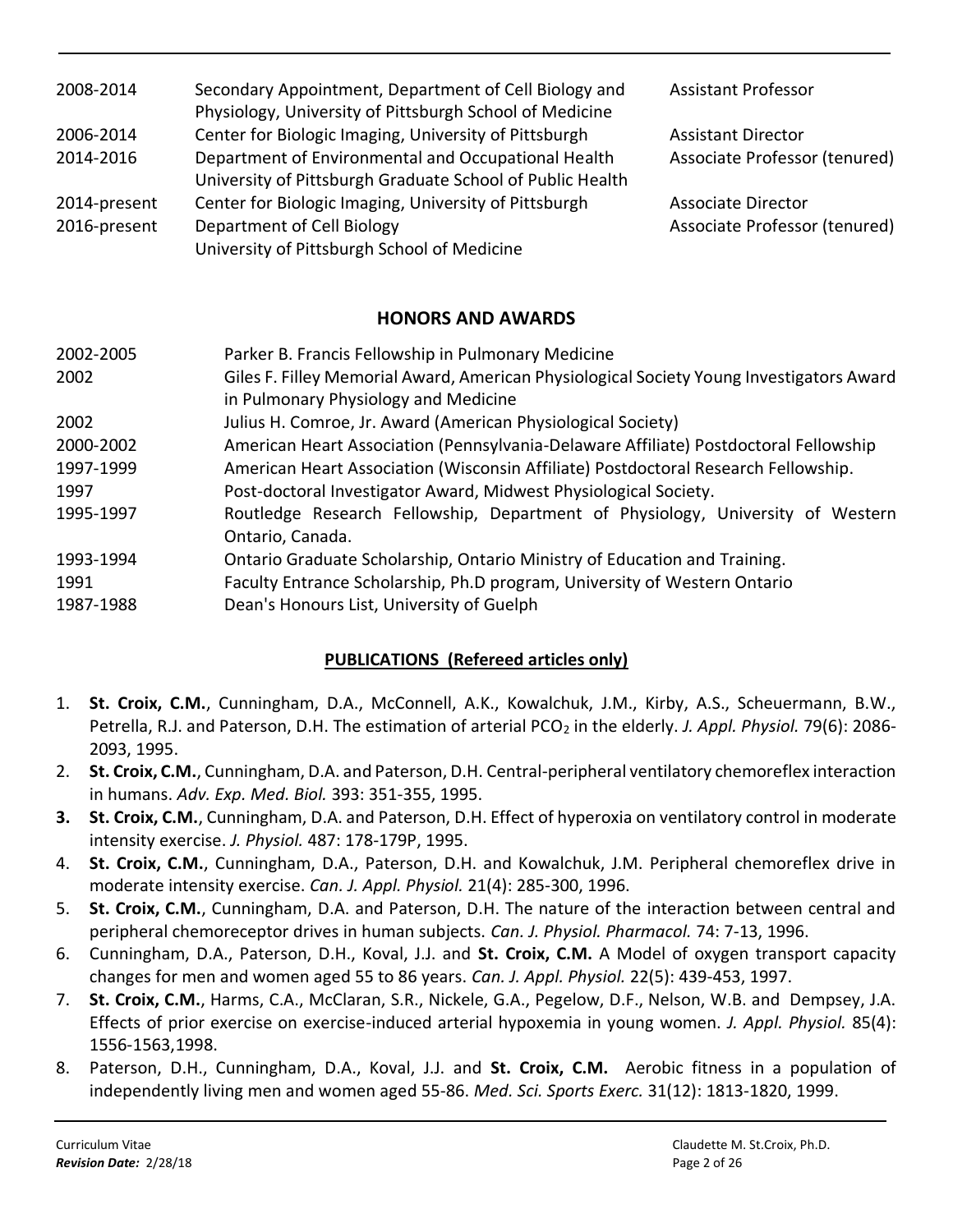| | | |
|---|---|---|
| 2008-2014 | Secondary Appointment, Department of Cell Biology and Physiology, University of Pittsburgh School of Medicine | Assistant Professor |
| 2006-2014 | Center for Biologic Imaging, University of Pittsburgh | Assistant Director |
| 2014-2016 | Department of Environmental and Occupational Health University of Pittsburgh Graduate School of Public Health | Associate Professor (tenured) |
| 2014-present | Center for Biologic Imaging, University of Pittsburgh | Associate Director |
| 2016-present | Department of Cell Biology University of Pittsburgh School of Medicine | Associate Professor (tenured) |

## HONORS AND AWARDS

| | |
|---|---|
| 2002-2005 | Parker B. Francis Fellowship in Pulmonary Medicine |
| 2002 | Giles F. Filley Memorial Award, American Physiological Society Young Investigators Award in Pulmonary Physiology and Medicine |
| 2002 | Julius H. Comroe, Jr. Award (American Physiological Society) |
| 2000-2002 | American Heart Association (Pennsylvania-Delaware Affiliate) Postdoctoral Fellowship |
| 1997-1999 | American Heart Association (Wisconsin Affiliate) Postdoctoral Research Fellowship. |
| 1997 | Post-doctoral Investigator Award, Midwest Physiological Society. |
| 1995-1997 | Routledge Research Fellowship, Department of Physiology, University of Western Ontario, Canada. |
| 1993-1994 | Ontario Graduate Scholarship, Ontario Ministry of Education and Training. |
| 1991 | Faculty Entrance Scholarship, Ph.D program, University of Western Ontario |
| 1987-1988 | Dean's Honours List, University of Guelph |

## PUBLICATIONS (Refereed articles only)

1. **St. Croix, C.M.**, Cunningham, D.A., McConnell, A.K., Kowalchuk, J.M., Kirby, A.S., Scheuermann, B.W., Petrella, R.J. and Paterson, D.H. The estimation of arterial $PCO_2$ in the elderly. *J. Appl. Physiol.* 79(6): 2086-2093, 1995.
2. **St. Croix, C.M.**, Cunningham, D.A. and Paterson, D.H. Central-peripheral ventilatory chemoreflex interaction in humans. *Adv. Exp. Med. Biol.* 393: 351-355, 1995.
3. **St. Croix, C.M.**, Cunningham, D.A. and Paterson, D.H. Effect of hyperoxia on ventilatory control in moderate intensity exercise. *J. Physiol.* 487: 178-179P, 1995.
4. **St. Croix, C.M.**, Cunningham, D.A., Paterson, D.H. and Kowalchuk, J.M. Peripheral chemoreflex drive in moderate intensity exercise. *Can. J. Appl. Physiol.* 21(4): 285-300, 1996.
5. **St. Croix, C.M.**, Cunningham, D.A. and Paterson, D.H. The nature of the interaction between central and peripheral chemoreceptor drives in human subjects. *Can. J. Physiol. Pharmacol.* 74: 7-13, 1996.
6. Cunningham, D.A., Paterson, D.H., Koval, J.J. and **St. Croix, C.M.** A Model of oxygen transport capacity changes for men and women aged 55 to 86 years. *Can. J. Appl. Physiol.* 22(5): 439-453, 1997.
7. **St. Croix, C.M.**, Harms, C.A., McClaran, S.R., Nickele, G.A., Pegelow, D.F., Nelson, W.B. and Dempsey, J.A. Effects of prior exercise on exercise-induced arterial hypoxemia in young women. *J. Appl. Physiol.* 85(4): 1556-1563,1998.
8. Paterson, D.H., Cunningham, D.A., Koval, J.J. and **St. Croix, C.M.** Aerobic fitness in a population of independently living men and women aged 55-86. *Med. Sci. Sports Exerc.* 31(12): 1813-1820, 1999.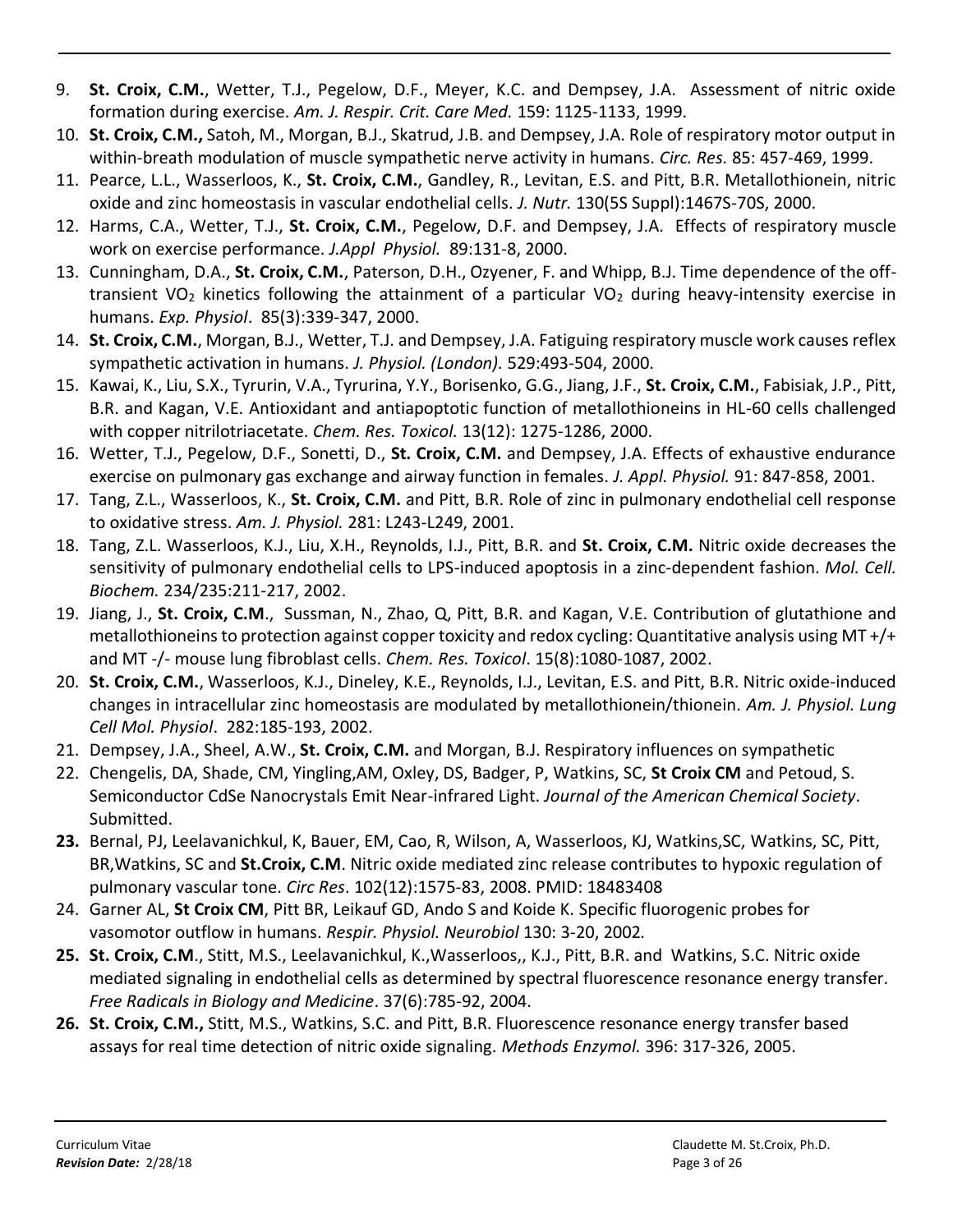9. **St. Croix, C.M.**, Wetter, T.J., Pegelow, D.F., Meyer, K.C. and Dempsey, J.A. Assessment of nitric oxide formation during exercise. *Am. J. Respir. Crit. Care Med.* 159: 1125-1133, 1999.
10. **St. Croix, C.M.,** Satoh, M., Morgan, B.J., Skatrud, J.B. and Dempsey, J.A. Role of respiratory motor output in within-breath modulation of muscle sympathetic nerve activity in humans. *Circ. Res.* 85: 457-469, 1999.
11. Pearce, L.L., Wasserloos, K., **St. Croix, C.M.**, Gandley, R., Levitan, E.S. and Pitt, B.R. Metallothionein, nitric oxide and zinc homeostasis in vascular endothelial cells. *J. Nutr.* 130(5S Suppl):1467S-70S, 2000.
12. Harms, C.A., Wetter, T.J., **St. Croix, C.M.**, Pegelow, D.F. and Dempsey, J.A. Effects of respiratory muscle work on exercise performance. *J.Appl Physiol.* 89:131-8, 2000.
13. Cunningham, D.A., **St. Croix, C.M.**, Paterson, D.H., Ozyener, F. and Whipp, B.J. Time dependence of the off-transient $VO_2$ kinetics following the attainment of a particular $VO_2$ during heavy-intensity exercise in humans. *Exp. Physiol*. 85(3):339-347, 2000.
14. **St. Croix, C.M.**, Morgan, B.J., Wetter, T.J. and Dempsey, J.A. Fatiguing respiratory muscle work causes reflex sympathetic activation in humans. *J. Physiol. (London).* 529:493-504, 2000.
15. Kawai, K., Liu, S.X., Tyrurin, V.A., Tyrurina, Y.Y., Borisenko, G.G., Jiang, J.F., **St. Croix, C.M.**, Fabisiak, J.P., Pitt, B.R. and Kagan, V.E. Antioxidant and antiapoptotic function of metallothioneins in HL-60 cells challenged with copper nitrilotriacetate. *Chem. Res. Toxicol.* 13(12): 1275-1286, 2000.
16. Wetter, T.J., Pegelow, D.F., Sonetti, D., **St. Croix, C.M.** and Dempsey, J.A. Effects of exhaustive endurance exercise on pulmonary gas exchange and airway function in females. *J. Appl. Physiol.* 91: 847-858, 2001.
17. Tang, Z.L., Wasserloos, K., **St. Croix, C.M.** and Pitt, B.R. Role of zinc in pulmonary endothelial cell response to oxidative stress. *Am. J. Physiol.* 281: L243-L249, 2001.
18. Tang, Z.L. Wasserloos, K.J., Liu, X.H., Reynolds, I.J., Pitt, B.R. and **St. Croix, C.M.** Nitric oxide decreases the sensitivity of pulmonary endothelial cells to LPS-induced apoptosis in a zinc-dependent fashion. *Mol. Cell. Biochem.* 234/235:211-217, 2002.
19. Jiang, J., **St. Croix, C.M**., Sussman, N., Zhao, Q, Pitt, B.R. and Kagan, V.E. Contribution of glutathione and metallothioneins to protection against copper toxicity and redox cycling: Quantitative analysis using MT +/+ and MT -/- mouse lung fibroblast cells. *Chem. Res. Toxicol*. 15(8):1080-1087, 2002.
20. **St. Croix, C.M.**, Wasserloos, K.J., Dineley, K.E., Reynolds, I.J., Levitan, E.S. and Pitt, B.R. Nitric oxide-induced changes in intracellular zinc homeostasis are modulated by metallothionein/thionein. *Am. J. Physiol. Lung Cell Mol. Physiol*. 282:185-193, 2002.
21. Dempsey, J.A., Sheel, A.W., **St. Croix, C.M.** and Morgan, B.J. Respiratory influences on sympathetic
22. Chengelis, DA, Shade, CM, Yingling,AM, Oxley, DS, Badger, P, Watkins, SC, **St Croix CM** and Petoud, S. Semiconductor CdSe Nanocrystals Emit Near-infrared Light. *Journal of the American Chemical Society*. Submitted.
23. Bernal, PJ, Leelavanichkul, K, Bauer, EM, Cao, R, Wilson, A, Wasserloos, KJ, Watkins,SC, Watkins, SC, Pitt, BR,Watkins, SC and **St.Croix, C.M**. Nitric oxide mediated zinc release contributes to hypoxic regulation of pulmonary vascular tone. *Circ Res*. 102(12):1575-83, 2008. PMID: 18483408
24. Garner AL, **St Croix CM**, Pitt BR, Leikauf GD, Ando S and Koide K. Specific fluorogenic probes for vasomotor outflow in humans. *Respir. Physiol. Neurobiol* 130: 3-20, 2002*.*
25. **St. Croix, C.M**., Stitt, M.S., Leelavanichkul, K.,Wasserloos,, K.J., Pitt, B.R. and Watkins, S.C. Nitric oxide mediated signaling in endothelial cells as determined by spectral fluorescence resonance energy transfer. *Free Radicals in Biology and Medicine*. 37(6):785-92, 2004.
26. **St. Croix, C.M.,** Stitt, M.S., Watkins, S.C. and Pitt, B.R. Fluorescence resonance energy transfer based assays for real time detection of nitric oxide signaling. *Methods Enzymol.* 396: 317-326, 2005.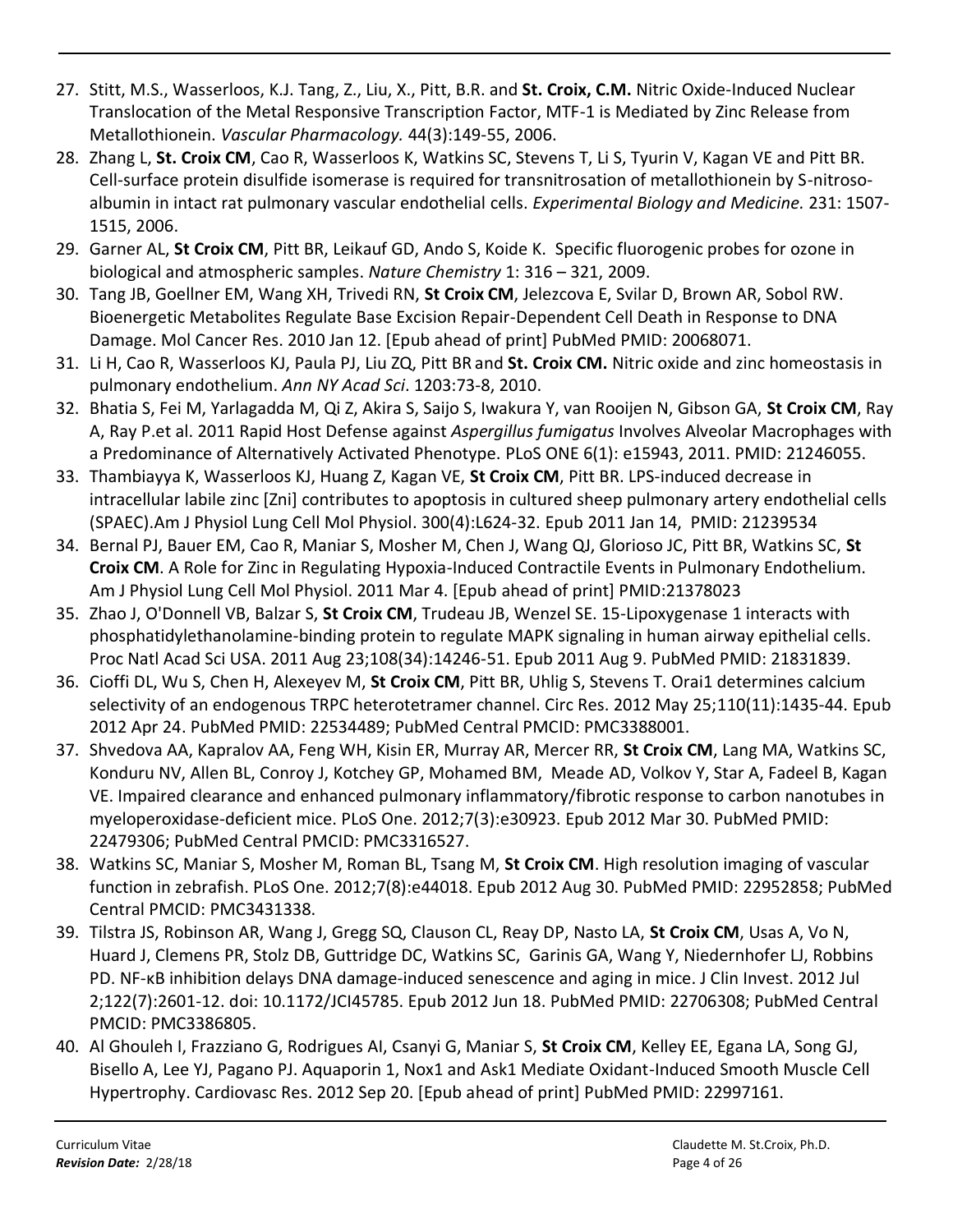27. Stitt, M.S., Wasserloos, K.J. Tang, Z., Liu, X., Pitt, B.R. and **St. Croix, C.M.** Nitric Oxide-Induced Nuclear Translocation of the Metal Responsive Transcription Factor, MTF-1 is Mediated by Zinc Release from Metallothionein. *Vascular Pharmacology.* 44(3):149-55, 2006.
28. Zhang L, **St. Croix CM**, Cao R, Wasserloos K, Watkins SC, Stevens T, Li S, Tyurin V, Kagan VE and Pitt BR. Cell-surface protein disulfide isomerase is required for transnitrosation of metallothionein by S-nitroso-albumin in intact rat pulmonary vascular endothelial cells. *Experimental Biology and Medicine.* 231: 1507-1515, 2006.
29. Garner AL, **St Croix CM**, Pitt BR, Leikauf GD, Ando S, Koide K. Specific fluorogenic probes for ozone in biological and atmospheric samples. *Nature Chemistry* 1: 316 – 321, 2009.
30. Tang JB, Goellner EM, Wang XH, Trivedi RN, **St Croix CM**, Jelezcova E, Svilar D, Brown AR, Sobol RW. Bioenergetic Metabolites Regulate Base Excision Repair-Dependent Cell Death in Response to DNA Damage. Mol Cancer Res. 2010 Jan 12. [Epub ahead of print] PubMed PMID: 20068071.
31. Li H, Cao R, Wasserloos KJ, Paula PJ, Liu ZQ, Pitt BR and **St. Croix CM.** Nitric oxide and zinc homeostasis in pulmonary endothelium. *Ann NY Acad Sci*. 1203:73-8, 2010.
32. Bhatia S, Fei M, Yarlagadda M, Qi Z, Akira S, Saijo S, Iwakura Y, van Rooijen N, Gibson GA, **St Croix CM**, Ray A, Ray P.et al. 2011 Rapid Host Defense against *Aspergillus fumigatus* Involves Alveolar Macrophages with a Predominance of Alternatively Activated Phenotype. PLoS ONE 6(1): e15943, 2011. PMID: 21246055.
33. Thambiayya K, Wasserloos KJ, Huang Z, Kagan VE, **St Croix CM**, Pitt BR. LPS-induced decrease in intracellular labile zinc [Zni] contributes to apoptosis in cultured sheep pulmonary artery endothelial cells (SPAEC).Am J Physiol Lung Cell Mol Physiol. 300(4):L624-32. Epub 2011 Jan 14, PMID: 21239534
34. Bernal PJ, Bauer EM, Cao R, Maniar S, Mosher M, Chen J, Wang QJ, Glorioso JC, Pitt BR, Watkins SC, **St Croix CM**. A Role for Zinc in Regulating Hypoxia-Induced Contractile Events in Pulmonary Endothelium. Am J Physiol Lung Cell Mol Physiol. 2011 Mar 4. [Epub ahead of print] PMID:21378023
35. Zhao J, O'Donnell VB, Balzar S, **St Croix CM**, Trudeau JB, Wenzel SE. 15-Lipoxygenase 1 interacts with phosphatidylethanolamine-binding protein to regulate MAPK signaling in human airway epithelial cells. Proc Natl Acad Sci USA. 2011 Aug 23;108(34):14246-51. Epub 2011 Aug 9. PubMed PMID: 21831839.
36. Cioffi DL, Wu S, Chen H, Alexeyev M, **St Croix CM**, Pitt BR, Uhlig S, Stevens T. Orai1 determines calcium selectivity of an endogenous TRPC heterotetramer channel. Circ Res. 2012 May 25;110(11):1435-44. Epub 2012 Apr 24. PubMed PMID: 22534489; PubMed Central PMCID: PMC3388001.
37. Shvedova AA, Kapralov AA, Feng WH, Kisin ER, Murray AR, Mercer RR, **St Croix CM**, Lang MA, Watkins SC, Konduru NV, Allen BL, Conroy J, Kotchey GP, Mohamed BM, Meade AD, Volkov Y, Star A, Fadeel B, Kagan VE. Impaired clearance and enhanced pulmonary inflammatory/fibrotic response to carbon nanotubes in myeloperoxidase-deficient mice. PLoS One. 2012;7(3):e30923. Epub 2012 Mar 30. PubMed PMID: 22479306; PubMed Central PMCID: PMC3316527.
38. Watkins SC, Maniar S, Mosher M, Roman BL, Tsang M, **St Croix CM**. High resolution imaging of vascular function in zebrafish. PLoS One. 2012;7(8):e44018. Epub 2012 Aug 30. PubMed PMID: 22952858; PubMed Central PMCID: PMC3431338.
39. Tilstra JS, Robinson AR, Wang J, Gregg SQ, Clauson CL, Reay DP, Nasto LA, **St Croix CM**, Usas A, Vo N, Huard J, Clemens PR, Stolz DB, Guttridge DC, Watkins SC, Garinis GA, Wang Y, Niedernhofer LJ, Robbins PD. NF-κB inhibition delays DNA damage-induced senescence and aging in mice. J Clin Invest. 2012 Jul 2;122(7):2601-12. doi: 10.1172/JCI45785. Epub 2012 Jun 18. PubMed PMID: 22706308; PubMed Central PMCID: PMC3386805.
40. Al Ghouleh I, Frazziano G, Rodrigues AI, Csanyi G, Maniar S, **St Croix CM**, Kelley EE, Egana LA, Song GJ, Bisello A, Lee YJ, Pagano PJ. Aquaporin 1, Nox1 and Ask1 Mediate Oxidant-Induced Smooth Muscle Cell Hypertrophy. Cardiovasc Res. 2012 Sep 20. [Epub ahead of print] PubMed PMID: 22997161.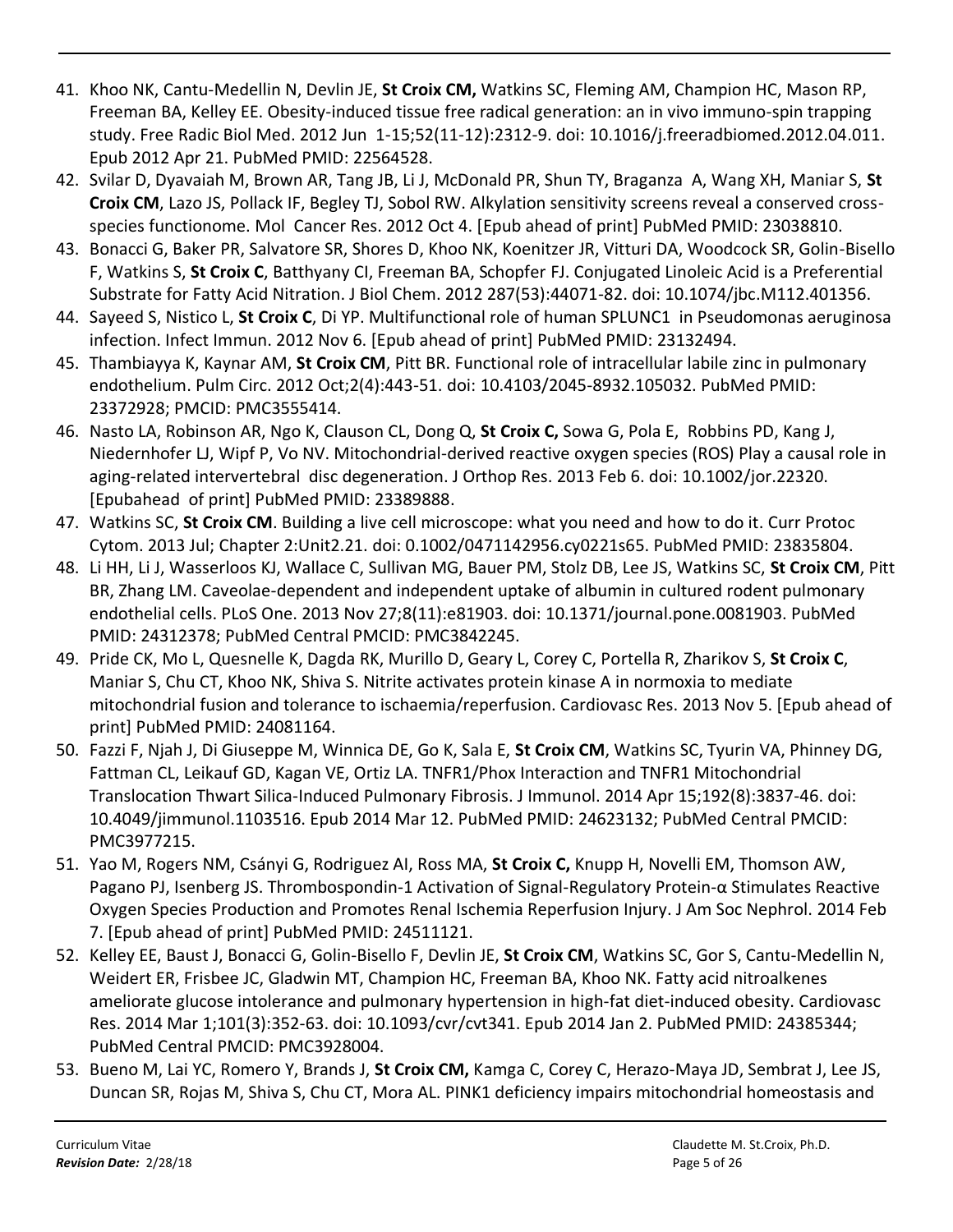41. Khoo NK, Cantu-Medellin N, Devlin JE, **St Croix CM,** Watkins SC, Fleming AM, Champion HC, Mason RP, Freeman BA, Kelley EE. Obesity-induced tissue free radical generation: an in vivo immuno-spin trapping study. Free Radic Biol Med. 2012 Jun 1-15;52(11-12):2312-9. doi: 10.1016/j.freeradbiomed.2012.04.011. Epub 2012 Apr 21. PubMed PMID: 22564528.
42. Svilar D, Dyavaiah M, Brown AR, Tang JB, Li J, McDonald PR, Shun TY, Braganza A, Wang XH, Maniar S, **St Croix CM**, Lazo JS, Pollack IF, Begley TJ, Sobol RW. Alkylation sensitivity screens reveal a conserved cross-species functionome. Mol Cancer Res. 2012 Oct 4. [Epub ahead of print] PubMed PMID: 23038810.
43. Bonacci G, Baker PR, Salvatore SR, Shores D, Khoo NK, Koenitzer JR, Vitturi DA, Woodcock SR, Golin-Bisello F, Watkins S, **St Croix C**, Batthyany CI, Freeman BA, Schopfer FJ. Conjugated Linoleic Acid is a Preferential Substrate for Fatty Acid Nitration. J Biol Chem. 2012 287(53):44071-82. doi: 10.1074/jbc.M112.401356.
44. Sayeed S, Nistico L, **St Croix C**, Di YP. Multifunctional role of human SPLUNC1 in Pseudomonas aeruginosa infection. Infect Immun. 2012 Nov 6. [Epub ahead of print] PubMed PMID: 23132494.
45. Thambiayya K, Kaynar AM, **St Croix CM**, Pitt BR. Functional role of intracellular labile zinc in pulmonary endothelium. Pulm Circ. 2012 Oct;2(4):443-51. doi: 10.4103/2045-8932.105032. PubMed PMID: 23372928; PMCID: PMC3555414.
46. Nasto LA, Robinson AR, Ngo K, Clauson CL, Dong Q, **St Croix C,** Sowa G, Pola E, Robbins PD, Kang J, Niedernhofer LJ, Wipf P, Vo NV. Mitochondrial-derived reactive oxygen species (ROS) Play a causal role in aging-related intervertebral disc degeneration. J Orthop Res. 2013 Feb 6. doi: 10.1002/jor.22320. [Epubahead of print] PubMed PMID: 23389888.
47. Watkins SC, **St Croix CM**. Building a live cell microscope: what you need and how to do it. Curr Protoc Cytom. 2013 Jul; Chapter 2:Unit2.21. doi: 0.1002/0471142956.cy0221s65. PubMed PMID: 23835804.
48. Li HH, Li J, Wasserloos KJ, Wallace C, Sullivan MG, Bauer PM, Stolz DB, Lee JS, Watkins SC, **St Croix CM**, Pitt BR, Zhang LM. Caveolae-dependent and independent uptake of albumin in cultured rodent pulmonary endothelial cells. PLoS One. 2013 Nov 27;8(11):e81903. doi: 10.1371/journal.pone.0081903. PubMed PMID: 24312378; PubMed Central PMCID: PMC3842245.
49. Pride CK, Mo L, Quesnelle K, Dagda RK, Murillo D, Geary L, Corey C, Portella R, Zharikov S, **St Croix C**, Maniar S, Chu CT, Khoo NK, Shiva S. Nitrite activates protein kinase A in normoxia to mediate mitochondrial fusion and tolerance to ischaemia/reperfusion. Cardiovasc Res. 2013 Nov 5. [Epub ahead of print] PubMed PMID: 24081164.
50. Fazzi F, Njah J, Di Giuseppe M, Winnica DE, Go K, Sala E, **St Croix CM**, Watkins SC, Tyurin VA, Phinney DG, Fattman CL, Leikauf GD, Kagan VE, Ortiz LA. TNFR1/Phox Interaction and TNFR1 Mitochondrial Translocation Thwart Silica-Induced Pulmonary Fibrosis. J Immunol. 2014 Apr 15;192(8):3837-46. doi: 10.4049/jimmunol.1103516. Epub 2014 Mar 12. PubMed PMID: 24623132; PubMed Central PMCID: PMC3977215.
51. Yao M, Rogers NM, Csányi G, Rodriguez AI, Ross MA, **St Croix C,** Knupp H, Novelli EM, Thomson AW, Pagano PJ, Isenberg JS. Thrombospondin-1 Activation of Signal-Regulatory Protein-α Stimulates Reactive Oxygen Species Production and Promotes Renal Ischemia Reperfusion Injury. J Am Soc Nephrol. 2014 Feb 7. [Epub ahead of print] PubMed PMID: 24511121.
52. Kelley EE, Baust J, Bonacci G, Golin-Bisello F, Devlin JE, **St Croix CM**, Watkins SC, Gor S, Cantu-Medellin N, Weidert ER, Frisbee JC, Gladwin MT, Champion HC, Freeman BA, Khoo NK. Fatty acid nitroalkenes ameliorate glucose intolerance and pulmonary hypertension in high-fat diet-induced obesity. Cardiovasc Res. 2014 Mar 1;101(3):352-63. doi: 10.1093/cvr/cvt341. Epub 2014 Jan 2. PubMed PMID: 24385344; PubMed Central PMCID: PMC3928004.
53. Bueno M, Lai YC, Romero Y, Brands J, **St Croix CM,** Kamga C, Corey C, Herazo-Maya JD, Sembrat J, Lee JS, Duncan SR, Rojas M, Shiva S, Chu CT, Mora AL. PINK1 deficiency impairs mitochondrial homeostasis and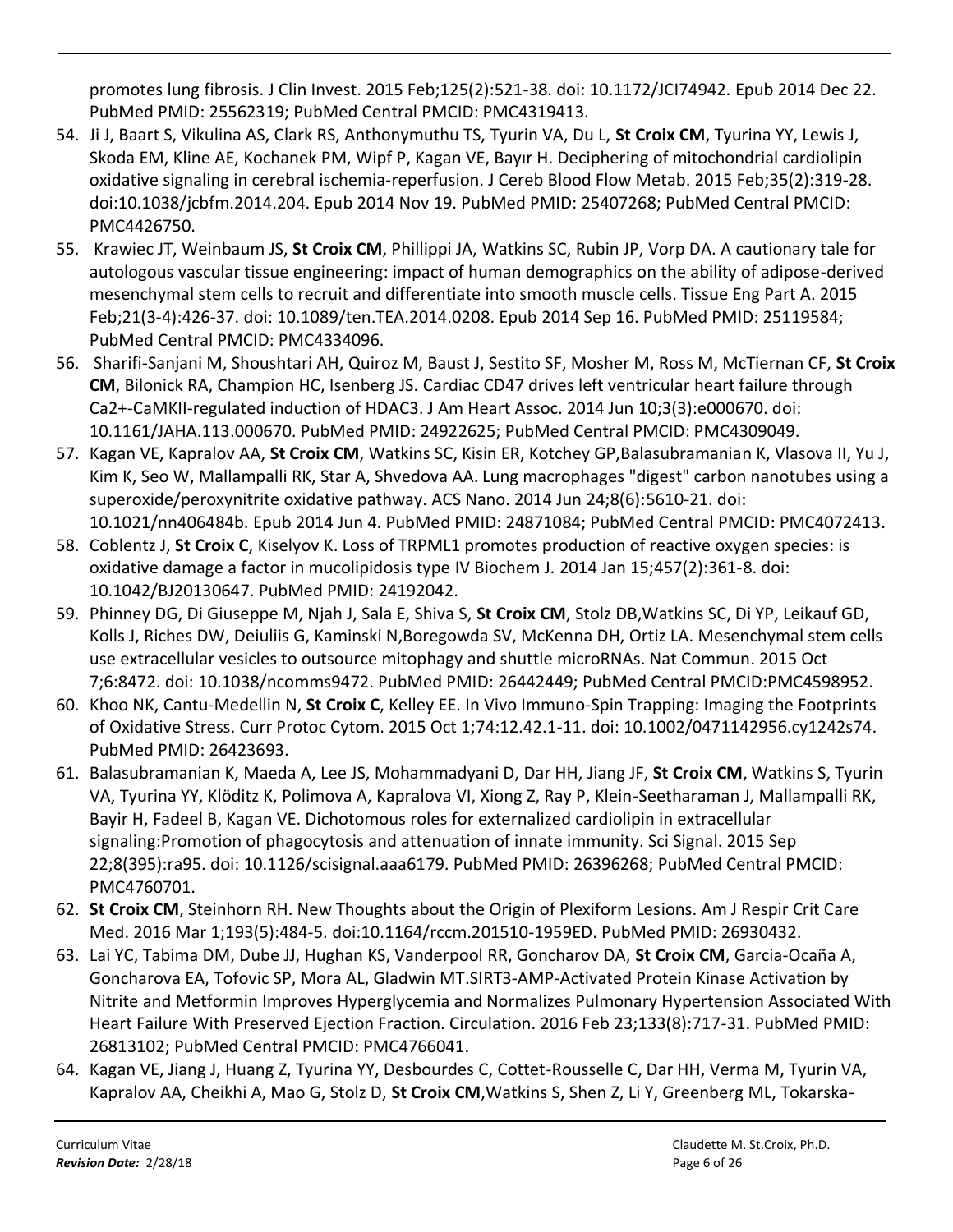promotes lung fibrosis. J Clin Invest. 2015 Feb;125(2):521-38. doi: 10.1172/JCI74942. Epub 2014 Dec 22. PubMed PMID: 25562319; PubMed Central PMCID: PMC4319413.

54. Ji J, Baart S, Vikulina AS, Clark RS, Anthonymuthu TS, Tyurin VA, Du L, **St Croix CM**, Tyurina YY, Lewis J, Skoda EM, Kline AE, Kochanek PM, Wipf P, Kagan VE, Bayır H. Deciphering of mitochondrial cardiolipin oxidative signaling in cerebral ischemia-reperfusion. J Cereb Blood Flow Metab. 2015 Feb;35(2):319-28. doi:10.1038/jcbfm.2014.204. Epub 2014 Nov 19. PubMed PMID: 25407268; PubMed Central PMCID: PMC4426750.
55. Krawiec JT, Weinbaum JS, **St Croix CM**, Phillippi JA, Watkins SC, Rubin JP, Vorp DA. A cautionary tale for autologous vascular tissue engineering: impact of human demographics on the ability of adipose-derived mesenchymal stem cells to recruit and differentiate into smooth muscle cells. Tissue Eng Part A. 2015 Feb;21(3-4):426-37. doi: 10.1089/ten.TEA.2014.0208. Epub 2014 Sep 16. PubMed PMID: 25119584; PubMed Central PMCID: PMC4334096.
56. Sharifi-Sanjani M, Shoushtari AH, Quiroz M, Baust J, Sestito SF, Mosher M, Ross M, McTiernan CF, **St Croix CM**, Bilonick RA, Champion HC, Isenberg JS. Cardiac CD47 drives left ventricular heart failure through Ca2+-CaMKII-regulated induction of HDAC3. J Am Heart Assoc. 2014 Jun 10;3(3):e000670. doi: 10.1161/JAHA.113.000670. PubMed PMID: 24922625; PubMed Central PMCID: PMC4309049.
57. Kagan VE, Kapralov AA, **St Croix CM**, Watkins SC, Kisin ER, Kotchey GP,Balasubramanian K, Vlasova II, Yu J, Kim K, Seo W, Mallampalli RK, Star A, Shvedova AA. Lung macrophages "digest" carbon nanotubes using a superoxide/peroxynitrite oxidative pathway. ACS Nano. 2014 Jun 24;8(6):5610-21. doi: 10.1021/nn406484b. Epub 2014 Jun 4. PubMed PMID: 24871084; PubMed Central PMCID: PMC4072413.
58. Coblentz J, **St Croix C**, Kiselyov K. Loss of TRPML1 promotes production of reactive oxygen species: is oxidative damage a factor in mucolipidosis type IV Biochem J. 2014 Jan 15;457(2):361-8. doi: 10.1042/BJ20130647. PubMed PMID: 24192042.
59. Phinney DG, Di Giuseppe M, Njah J, Sala E, Shiva S, **St Croix CM**, Stolz DB,Watkins SC, Di YP, Leikauf GD, Kolls J, Riches DW, Deiuliis G, Kaminski N,Boregowda SV, McKenna DH, Ortiz LA. Mesenchymal stem cells use extracellular vesicles to outsource mitophagy and shuttle microRNAs. Nat Commun. 2015 Oct 7;6:8472. doi: 10.1038/ncomms9472. PubMed PMID: 26442449; PubMed Central PMCID:PMC4598952.
60. Khoo NK, Cantu-Medellin N, **St Croix C**, Kelley EE. In Vivo Immuno-Spin Trapping: Imaging the Footprints of Oxidative Stress. Curr Protoc Cytom. 2015 Oct 1;74:12.42.1-11. doi: 10.1002/0471142956.cy1242s74. PubMed PMID: 26423693.
61. Balasubramanian K, Maeda A, Lee JS, Mohammadyani D, Dar HH, Jiang JF, **St Croix CM**, Watkins S, Tyurin VA, Tyurina YY, Klöditz K, Polimova A, Kapralova VI, Xiong Z, Ray P, Klein-Seetharaman J, Mallampalli RK, Bayir H, Fadeel B, Kagan VE. Dichotomous roles for externalized cardiolipin in extracellular signaling:Promotion of phagocytosis and attenuation of innate immunity. Sci Signal. 2015 Sep 22;8(395):ra95. doi: 10.1126/scisignal.aaa6179. PubMed PMID: 26396268; PubMed Central PMCID: PMC4760701.
62. **St Croix CM**, Steinhorn RH. New Thoughts about the Origin of Plexiform Lesions. Am J Respir Crit Care Med. 2016 Mar 1;193(5):484-5. doi:10.1164/rccm.201510-1959ED. PubMed PMID: 26930432.
63. Lai YC, Tabima DM, Dube JJ, Hughan KS, Vanderpool RR, Goncharov DA, **St Croix CM**, Garcia-Ocaña A, Goncharova EA, Tofovic SP, Mora AL, Gladwin MT.SIRT3-AMP-Activated Protein Kinase Activation by Nitrite and Metformin Improves Hyperglycemia and Normalizes Pulmonary Hypertension Associated With Heart Failure With Preserved Ejection Fraction. Circulation. 2016 Feb 23;133(8):717-31. PubMed PMID: 26813102; PubMed Central PMCID: PMC4766041.
64. Kagan VE, Jiang J, Huang Z, Tyurina YY, Desbourdes C, Cottet-Rousselle C, Dar HH, Verma M, Tyurin VA, Kapralov AA, Cheikhi A, Mao G, Stolz D, **St Croix CM**,Watkins S, Shen Z, Li Y, Greenberg ML, Tokarska-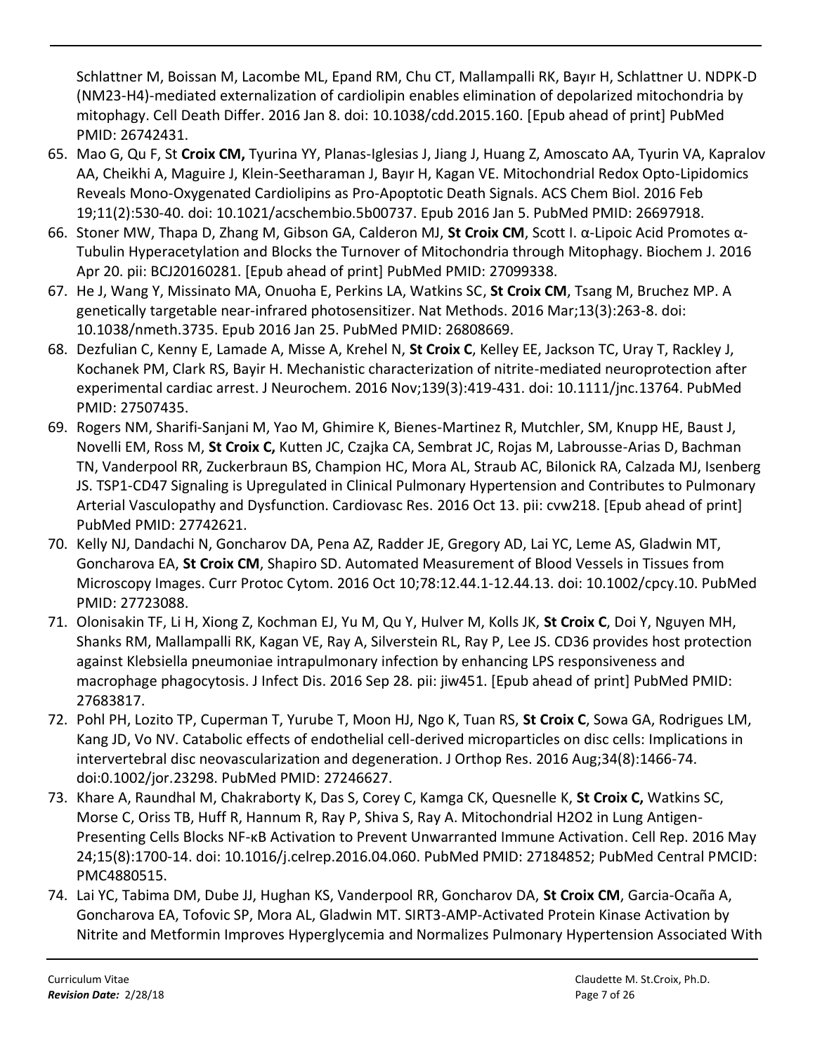Schlattner M, Boissan M, Lacombe ML, Epand RM, Chu CT, Mallampalli RK, Bayır H, Schlattner U. NDPK-D (NM23-H4)-mediated externalization of cardiolipin enables elimination of depolarized mitochondria by mitophagy. Cell Death Differ. 2016 Jan 8. doi: 10.1038/cdd.2015.160. [Epub ahead of print] PubMed PMID: 26742431.

65. Mao G, Qu F, St **Croix CM,** Tyurina YY, Planas-Iglesias J, Jiang J, Huang Z, Amoscato AA, Tyurin VA, Kapralov AA, Cheikhi A, Maguire J, Klein-Seetharaman J, Bayır H, Kagan VE. Mitochondrial Redox Opto-Lipidomics Reveals Mono-Oxygenated Cardiolipins as Pro-Apoptotic Death Signals. ACS Chem Biol. 2016 Feb 19;11(2):530-40. doi: 10.1021/acschembio.5b00737. Epub 2016 Jan 5. PubMed PMID: 26697918.
66. Stoner MW, Thapa D, Zhang M, Gibson GA, Calderon MJ, **St Croix CM**, Scott I. α-Lipoic Acid Promotes α-Tubulin Hyperacetylation and Blocks the Turnover of Mitochondria through Mitophagy. Biochem J. 2016 Apr 20. pii: BCJ20160281. [Epub ahead of print] PubMed PMID: 27099338.
67. He J, Wang Y, Missinato MA, Onuoha E, Perkins LA, Watkins SC, **St Croix CM**, Tsang M, Bruchez MP. A genetically targetable near-infrared photosensitizer. Nat Methods. 2016 Mar;13(3):263-8. doi: 10.1038/nmeth.3735. Epub 2016 Jan 25. PubMed PMID: 26808669.
68. Dezfulian C, Kenny E, Lamade A, Misse A, Krehel N, **St Croix C**, Kelley EE, Jackson TC, Uray T, Rackley J, Kochanek PM, Clark RS, Bayir H. Mechanistic characterization of nitrite-mediated neuroprotection after experimental cardiac arrest. J Neurochem. 2016 Nov;139(3):419-431. doi: 10.1111/jnc.13764. PubMed PMID: 27507435.
69. Rogers NM, Sharifi-Sanjani M, Yao M, Ghimire K, Bienes-Martinez R, Mutchler, SM, Knupp HE, Baust J, Novelli EM, Ross M, **St Croix C,** Kutten JC, Czajka CA, Sembrat JC, Rojas M, Labrousse-Arias D, Bachman TN, Vanderpool RR, Zuckerbraun BS, Champion HC, Mora AL, Straub AC, Bilonick RA, Calzada MJ, Isenberg JS. TSP1-CD47 Signaling is Upregulated in Clinical Pulmonary Hypertension and Contributes to Pulmonary Arterial Vasculopathy and Dysfunction. Cardiovasc Res. 2016 Oct 13. pii: cvw218. [Epub ahead of print] PubMed PMID: 27742621.
70. Kelly NJ, Dandachi N, Goncharov DA, Pena AZ, Radder JE, Gregory AD, Lai YC, Leme AS, Gladwin MT, Goncharova EA, **St Croix CM**, Shapiro SD. Automated Measurement of Blood Vessels in Tissues from Microscopy Images. Curr Protoc Cytom. 2016 Oct 10;78:12.44.1-12.44.13. doi: 10.1002/cpcy.10. PubMed PMID: 27723088.
71. Olonisakin TF, Li H, Xiong Z, Kochman EJ, Yu M, Qu Y, Hulver M, Kolls JK, **St Croix C**, Doi Y, Nguyen MH, Shanks RM, Mallampalli RK, Kagan VE, Ray A, Silverstein RL, Ray P, Lee JS. CD36 provides host protection against Klebsiella pneumoniae intrapulmonary infection by enhancing LPS responsiveness and macrophage phagocytosis. J Infect Dis. 2016 Sep 28. pii: jiw451. [Epub ahead of print] PubMed PMID: 27683817.
72. Pohl PH, Lozito TP, Cuperman T, Yurube T, Moon HJ, Ngo K, Tuan RS, **St Croix C**, Sowa GA, Rodrigues LM, Kang JD, Vo NV. Catabolic effects of endothelial cell-derived microparticles on disc cells: Implications in intervertebral disc neovascularization and degeneration. J Orthop Res. 2016 Aug;34(8):1466-74. doi:0.1002/jor.23298. PubMed PMID: 27246627.
73. Khare A, Raundhal M, Chakraborty K, Das S, Corey C, Kamga CK, Quesnelle K, **St Croix C,** Watkins SC, Morse C, Oriss TB, Huff R, Hannum R, Ray P, Shiva S, Ray A. Mitochondrial H2O2 in Lung Antigen-Presenting Cells Blocks NF-κB Activation to Prevent Unwarranted Immune Activation. Cell Rep. 2016 May 24;15(8):1700-14. doi: 10.1016/j.celrep.2016.04.060. PubMed PMID: 27184852; PubMed Central PMCID: PMC4880515.
74. Lai YC, Tabima DM, Dube JJ, Hughan KS, Vanderpool RR, Goncharov DA, **St Croix CM**, Garcia-Ocaña A, Goncharova EA, Tofovic SP, Mora AL, Gladwin MT. SIRT3-AMP-Activated Protein Kinase Activation by Nitrite and Metformin Improves Hyperglycemia and Normalizes Pulmonary Hypertension Associated With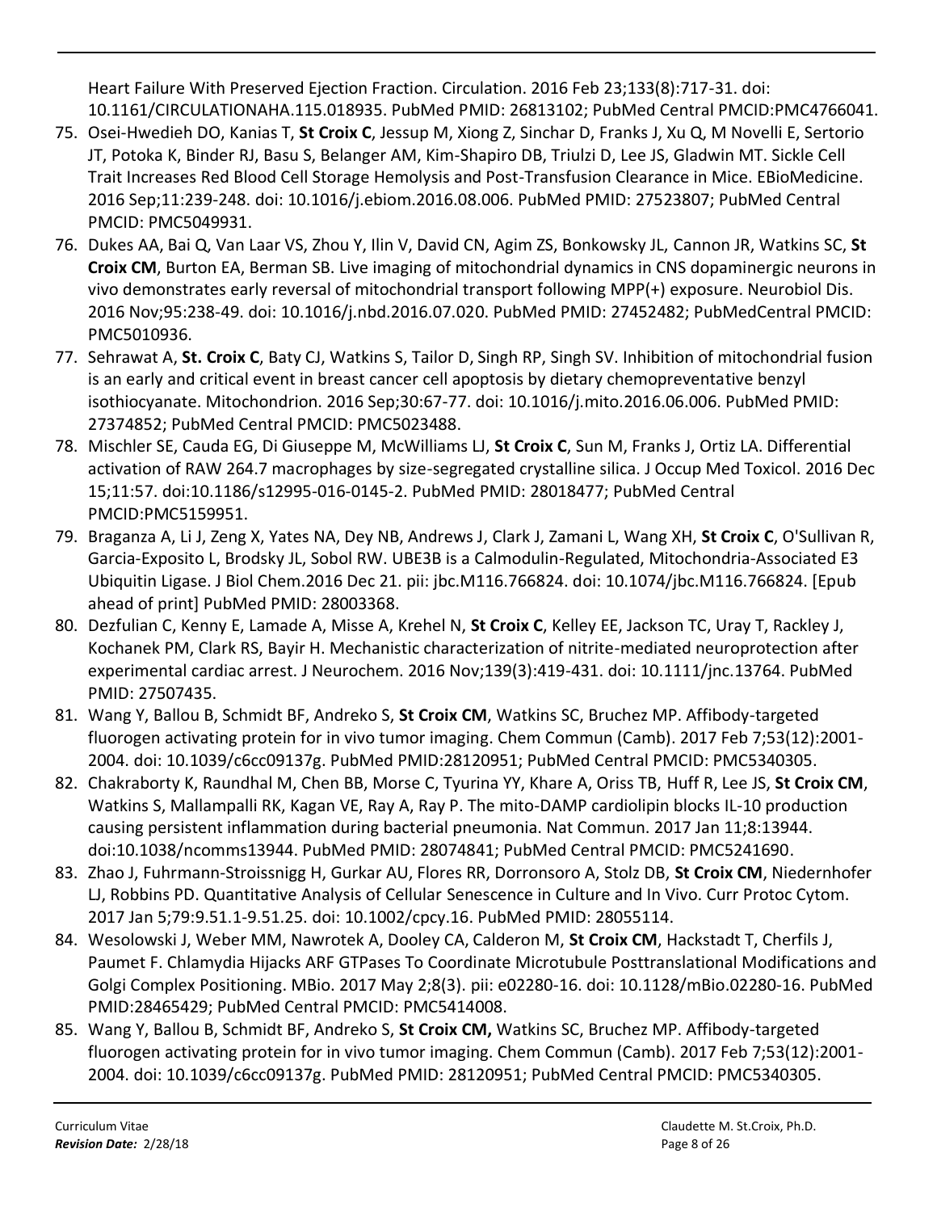Heart Failure With Preserved Ejection Fraction. Circulation. 2016 Feb 23;133(8):717-31. doi: 10.1161/CIRCULATIONAHA.115.018935. PubMed PMID: 26813102; PubMed Central PMCID:PMC4766041.

75. Osei-Hwedieh DO, Kanias T, **St Croix C**, Jessup M, Xiong Z, Sinchar D, Franks J, Xu Q, M Novelli E, Sertorio JT, Potoka K, Binder RJ, Basu S, Belanger AM, Kim-Shapiro DB, Triulzi D, Lee JS, Gladwin MT. Sickle Cell Trait Increases Red Blood Cell Storage Hemolysis and Post-Transfusion Clearance in Mice. EBioMedicine. 2016 Sep;11:239-248. doi: 10.1016/j.ebiom.2016.08.006. PubMed PMID: 27523807; PubMed Central PMCID: PMC5049931.
76. Dukes AA, Bai Q, Van Laar VS, Zhou Y, Ilin V, David CN, Agim ZS, Bonkowsky JL, Cannon JR, Watkins SC, **St Croix CM**, Burton EA, Berman SB. Live imaging of mitochondrial dynamics in CNS dopaminergic neurons in vivo demonstrates early reversal of mitochondrial transport following MPP(+) exposure. Neurobiol Dis. 2016 Nov;95:238-49. doi: 10.1016/j.nbd.2016.07.020. PubMed PMID: 27452482; PubMedCentral PMCID: PMC5010936.
77. Sehrawat A, **St. Croix C**, Baty CJ, Watkins S, Tailor D, Singh RP, Singh SV. Inhibition of mitochondrial fusion is an early and critical event in breast cancer cell apoptosis by dietary chemopreventative benzyl isothiocyanate. Mitochondrion. 2016 Sep;30:67-77. doi: 10.1016/j.mito.2016.06.006. PubMed PMID: 27374852; PubMed Central PMCID: PMC5023488.
78. Mischler SE, Cauda EG, Di Giuseppe M, McWilliams LJ, **St Croix C**, Sun M, Franks J, Ortiz LA. Differential activation of RAW 264.7 macrophages by size-segregated crystalline silica. J Occup Med Toxicol. 2016 Dec 15;11:57. doi:10.1186/s12995-016-0145-2. PubMed PMID: 28018477; PubMed Central PMCID:PMC5159951.
79. Braganza A, Li J, Zeng X, Yates NA, Dey NB, Andrews J, Clark J, Zamani L, Wang XH, **St Croix C**, O'Sullivan R, Garcia-Exposito L, Brodsky JL, Sobol RW. UBE3B is a Calmodulin-Regulated, Mitochondria-Associated E3 Ubiquitin Ligase. J Biol Chem.2016 Dec 21. pii: jbc.M116.766824. doi: 10.1074/jbc.M116.766824. [Epub ahead of print] PubMed PMID: 28003368.
80. Dezfulian C, Kenny E, Lamade A, Misse A, Krehel N, **St Croix C**, Kelley EE, Jackson TC, Uray T, Rackley J, Kochanek PM, Clark RS, Bayir H. Mechanistic characterization of nitrite-mediated neuroprotection after experimental cardiac arrest. J Neurochem. 2016 Nov;139(3):419-431. doi: 10.1111/jnc.13764. PubMed PMID: 27507435.
81. Wang Y, Ballou B, Schmidt BF, Andreko S, **St Croix CM**, Watkins SC, Bruchez MP. Affibody-targeted fluorogen activating protein for in vivo tumor imaging. Chem Commun (Camb). 2017 Feb 7;53(12):2001-2004. doi: 10.1039/c6cc09137g. PubMed PMID:28120951; PubMed Central PMCID: PMC5340305.
82. Chakraborty K, Raundhal M, Chen BB, Morse C, Tyurina YY, Khare A, Oriss TB, Huff R, Lee JS, **St Croix CM**, Watkins S, Mallampalli RK, Kagan VE, Ray A, Ray P. The mito-DAMP cardiolipin blocks IL-10 production causing persistent inflammation during bacterial pneumonia. Nat Commun. 2017 Jan 11;8:13944. doi:10.1038/ncomms13944. PubMed PMID: 28074841; PubMed Central PMCID: PMC5241690.
83. Zhao J, Fuhrmann-Stroissnigg H, Gurkar AU, Flores RR, Dorronsoro A, Stolz DB, **St Croix CM**, Niedernhofer LJ, Robbins PD. Quantitative Analysis of Cellular Senescence in Culture and In Vivo. Curr Protoc Cytom. 2017 Jan 5;79:9.51.1-9.51.25. doi: 10.1002/cpcy.16. PubMed PMID: 28055114.
84. Wesolowski J, Weber MM, Nawrotek A, Dooley CA, Calderon M, **St Croix CM**, Hackstadt T, Cherfils J, Paumet F. Chlamydia Hijacks ARF GTPases To Coordinate Microtubule Posttranslational Modifications and Golgi Complex Positioning. MBio. 2017 May 2;8(3). pii: e02280-16. doi: 10.1128/mBio.02280-16. PubMed PMID:28465429; PubMed Central PMCID: PMC5414008.
85. Wang Y, Ballou B, Schmidt BF, Andreko S, **St Croix CM,** Watkins SC, Bruchez MP. Affibody-targeted fluorogen activating protein for in vivo tumor imaging. Chem Commun (Camb). 2017 Feb 7;53(12):2001-2004. doi: 10.1039/c6cc09137g. PubMed PMID: 28120951; PubMed Central PMCID: PMC5340305.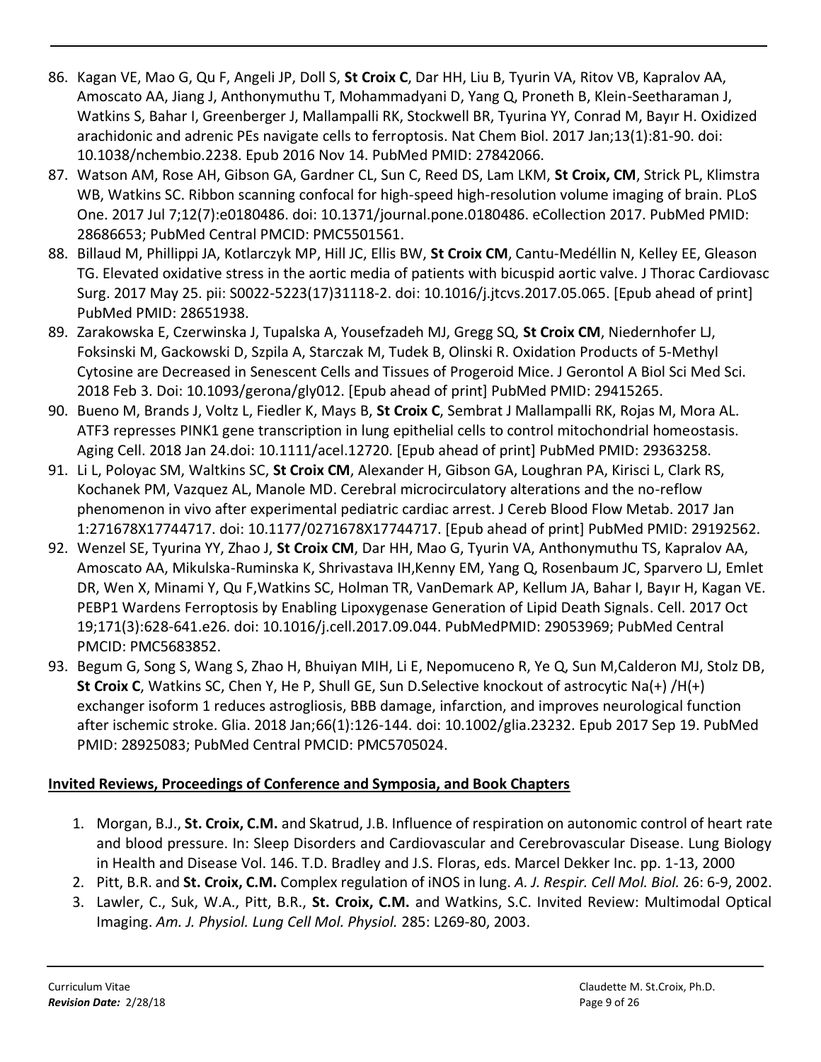86. Kagan VE, Mao G, Qu F, Angeli JP, Doll S, **St Croix C**, Dar HH, Liu B, Tyurin VA, Ritov VB, Kapralov AA, Amoscato AA, Jiang J, Anthonymuthu T, Mohammadyani D, Yang Q, Proneth B, Klein-Seetharaman J, Watkins S, Bahar I, Greenberger J, Mallampalli RK, Stockwell BR, Tyurina YY, Conrad M, Bayır H. Oxidized arachidonic and adrenic PEs navigate cells to ferroptosis. Nat Chem Biol. 2017 Jan;13(1):81-90. doi: 10.1038/nchembio.2238. Epub 2016 Nov 14. PubMed PMID: 27842066.
87. Watson AM, Rose AH, Gibson GA, Gardner CL, Sun C, Reed DS, Lam LKM, **St Croix, CM**, Strick PL, Klimstra WB, Watkins SC. Ribbon scanning confocal for high-speed high-resolution volume imaging of brain. PLoS One. 2017 Jul 7;12(7):e0180486. doi: 10.1371/journal.pone.0180486. eCollection 2017. PubMed PMID: 28686653; PubMed Central PMCID: PMC5501561.
88. Billaud M, Phillippi JA, Kotlarczyk MP, Hill JC, Ellis BW, **St Croix CM**, Cantu-Medéllin N, Kelley EE, Gleason TG. Elevated oxidative stress in the aortic media of patients with bicuspid aortic valve. J Thorac Cardiovasc Surg. 2017 May 25. pii: S0022-5223(17)31118-2. doi: 10.1016/j.jtcvs.2017.05.065. [Epub ahead of print] PubMed PMID: 28651938.
89. Zarakowska E, Czerwinska J, Tupalska A, Yousefzadeh MJ, Gregg SQ, **St Croix CM**, Niedernhofer LJ, Foksinski M, Gackowski D, Szpila A, Starczak M, Tudek B, Olinski R. Oxidation Products of 5-Methyl Cytosine are Decreased in Senescent Cells and Tissues of Progeroid Mice. J Gerontol A Biol Sci Med Sci. 2018 Feb 3. Doi: 10.1093/gerona/gly012. [Epub ahead of print] PubMed PMID: 29415265.
90. Bueno M, Brands J, Voltz L, Fiedler K, Mays B, **St Croix C**, Sembrat J Mallampalli RK, Rojas M, Mora AL. ATF3 represses PINK1 gene transcription in lung epithelial cells to control mitochondrial homeostasis. Aging Cell. 2018 Jan 24.doi: 10.1111/acel.12720. [Epub ahead of print] PubMed PMID: 29363258.
91. Li L, Poloyac SM, Waltkins SC, **St Croix CM**, Alexander H, Gibson GA, Loughran PA, Kirisci L, Clark RS, Kochanek PM, Vazquez AL, Manole MD. Cerebral microcirculatory alterations and the no-reflow phenomenon in vivo after experimental pediatric cardiac arrest. J Cereb Blood Flow Metab. 2017 Jan 1:271678X17744717. doi: 10.1177/0271678X17744717. [Epub ahead of print] PubMed PMID: 29192562.
92. Wenzel SE, Tyurina YY, Zhao J, **St Croix CM**, Dar HH, Mao G, Tyurin VA, Anthonymuthu TS, Kapralov AA, Amoscato AA, Mikulska-Ruminska K, Shrivastava IH,Kenny EM, Yang Q, Rosenbaum JC, Sparvero LJ, Emlet DR, Wen X, Minami Y, Qu F,Watkins SC, Holman TR, VanDemark AP, Kellum JA, Bahar I, Bayır H, Kagan VE. PEBP1 Wardens Ferroptosis by Enabling Lipoxygenase Generation of Lipid Death Signals. Cell. 2017 Oct 19;171(3):628-641.e26. doi: 10.1016/j.cell.2017.09.044. PubMedPMID: 29053969; PubMed Central PMCID: PMC5683852.
93. Begum G, Song S, Wang S, Zhao H, Bhuiyan MIH, Li E, Nepomuceno R, Ye Q, Sun M,Calderon MJ, Stolz DB, **St Croix C**, Watkins SC, Chen Y, He P, Shull GE, Sun D.Selective knockout of astrocytic Na(+) /H(+) exchanger isoform 1 reduces astrogliosis, BBB damage, infarction, and improves neurological function after ischemic stroke. Glia. 2018 Jan;66(1):126-144. doi: 10.1002/glia.23232. Epub 2017 Sep 19. PubMed PMID: 28925083; PubMed Central PMCID: PMC5705024.

**Invited Reviews, Proceedings of Conference and Symposia, and Book Chapters**

1. Morgan, B.J., **St. Croix, C.M.** and Skatrud, J.B. Influence of respiration on autonomic control of heart rate and blood pressure. In: Sleep Disorders and Cardiovascular and Cerebrovascular Disease. Lung Biology in Health and Disease Vol. 146. T.D. Bradley and J.S. Floras, eds. Marcel Dekker Inc. pp. 1-13, 2000
2. Pitt, B.R. and **St. Croix, C.M.** Complex regulation of iNOS in lung. *A. J. Respir. Cell Mol. Biol.* 26: 6-9, 2002.
3. Lawler, C., Suk, W.A., Pitt, B.R., **St. Croix, C.M.** and Watkins, S.C. Invited Review: Multimodal Optical Imaging. *Am. J. Physiol. Lung Cell Mol. Physiol.* 285: L269-80, 2003.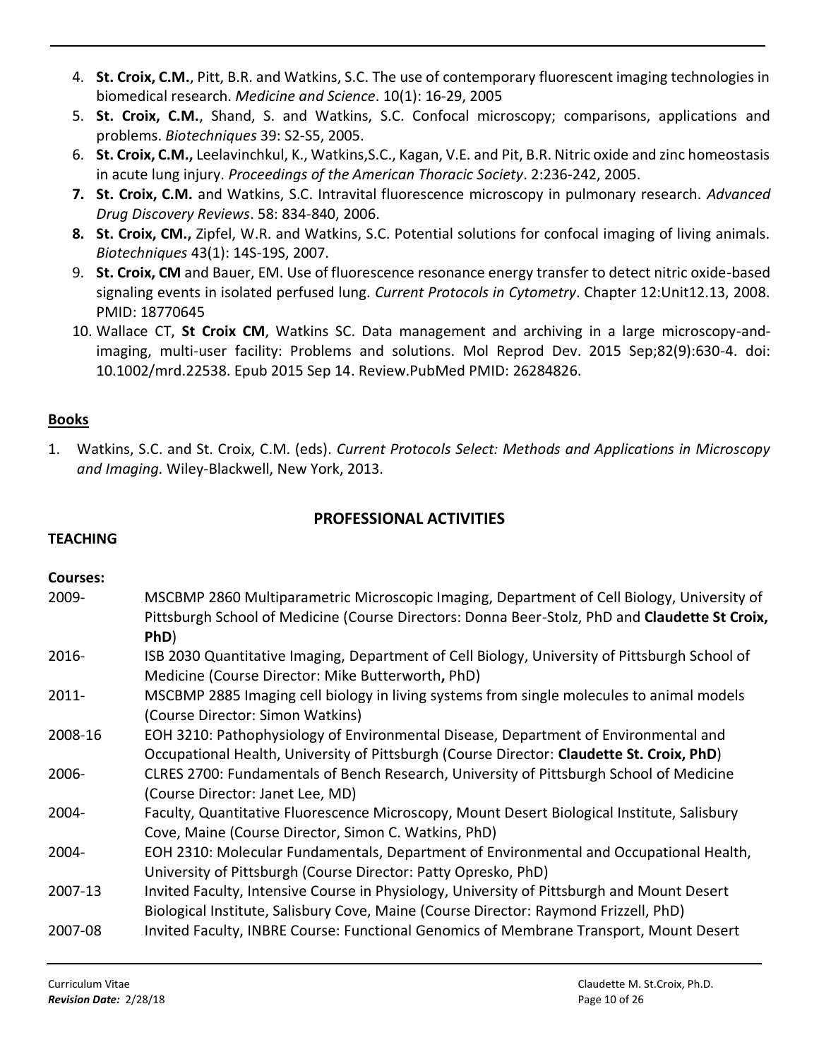4. **St. Croix, C.M.**, Pitt, B.R. and Watkins, S.C. The use of contemporary fluorescent imaging technologies in biomedical research. *Medicine and Science*. 10(1): 16-29, 2005
5. **St. Croix, C.M.**, Shand, S. and Watkins, S.C. Confocal microscopy; comparisons, applications and problems. *Biotechniques* 39: S2-S5, 2005.
6. **St. Croix, C.M.,** Leelavinchkul, K., Watkins,S.C., Kagan, V.E. and Pit, B.R. Nitric oxide and zinc homeostasis in acute lung injury. *Proceedings of the American Thoracic Society*. 2:236-242, 2005.
7. **St. Croix, C.M.** and Watkins, S.C. Intravital fluorescence microscopy in pulmonary research. *Advanced Drug Discovery Reviews*. 58: 834-840, 2006.
8. **St. Croix, CM.,** Zipfel, W.R. and Watkins, S.C. Potential solutions for confocal imaging of living animals. *Biotechniques* 43(1): 14S-19S, 2007.
9. **St. Croix, CM** and Bauer, EM. Use of fluorescence resonance energy transfer to detect nitric oxide-based signaling events in isolated perfused lung. *Current Protocols in Cytometry*. Chapter 12:Unit12.13, 2008. PMID: 18770645
10. Wallace CT, **St Croix CM**, Watkins SC. Data management and archiving in a large microscopy-and-imaging, multi-user facility: Problems and solutions. Mol Reprod Dev. 2015 Sep;82(9):630-4. doi: 10.1002/mrd.22538. Epub 2015 Sep 14. Review.PubMed PMID: 26284826.

## Books

1. Watkins, S.C. and St. Croix, C.M. (eds). *Current Protocols Select: Methods and Applications in Microscopy and Imaging.* Wiley-Blackwell, New York, 2013.

## PROFESSIONAL ACTIVITIES

### TEACHING

**Courses:**

| | |
|---|---|
| 2009- | MSCBMP 2860 Multiparametric Microscopic Imaging, Department of Cell Biology, University of Pittsburgh School of Medicine (Course Directors: Donna Beer-Stolz, PhD and **Claudette St Croix, PhD**) |
| 2016- | ISB 2030 Quantitative Imaging, Department of Cell Biology, University of Pittsburgh School of Medicine (Course Director: Mike Butterworth**,** PhD) |
| 2011- | MSCBMP 2885 Imaging cell biology in living systems from single molecules to animal models (Course Director: Simon Watkins) |
| 2008-16 | EOH 3210: Pathophysiology of Environmental Disease, Department of Environmental and Occupational Health, University of Pittsburgh (Course Director: **Claudette St. Croix, PhD**) |
| 2006- | CLRES 2700: Fundamentals of Bench Research, University of Pittsburgh School of Medicine (Course Director: Janet Lee, MD) |
| 2004- | Faculty, Quantitative Fluorescence Microscopy, Mount Desert Biological Institute, Salisbury Cove, Maine (Course Director, Simon C. Watkins, PhD) |
| 2004- | EOH 2310: Molecular Fundamentals, Department of Environmental and Occupational Health, University of Pittsburgh (Course Director: Patty Opresko, PhD) |
| 2007-13 | Invited Faculty, Intensive Course in Physiology, University of Pittsburgh and Mount Desert Biological Institute, Salisbury Cove, Maine (Course Director: Raymond Frizzell, PhD) |
| 2007-08 | Invited Faculty, INBRE Course: Functional Genomics of Membrane Transport, Mount Desert |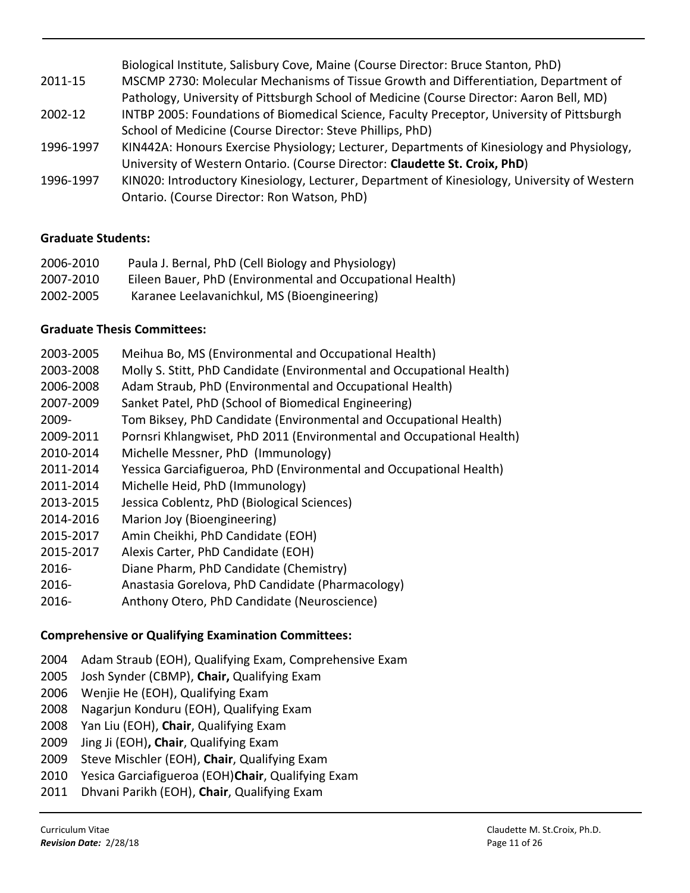Biological Institute, Salisbury Cove, Maine (Course Director: Bruce Stanton, PhD)

2011-15 MSCMP 2730: Molecular Mechanisms of Tissue Growth and Differentiation, Department of Pathology, University of Pittsburgh School of Medicine (Course Director: Aaron Bell, MD)

2002-12 INTBP 2005: Foundations of Biomedical Science, Faculty Preceptor, University of Pittsburgh School of Medicine (Course Director: Steve Phillips, PhD)

1996-1997 KIN442A: Honours Exercise Physiology; Lecturer, Departments of Kinesiology and Physiology, University of Western Ontario. (Course Director: **Claudette St. Croix, PhD**)

1996-1997 KIN020: Introductory Kinesiology, Lecturer, Department of Kinesiology, University of Western Ontario. (Course Director: Ron Watson, PhD)

**Graduate Students:**

2006-2010 Paula J. Bernal, PhD (Cell Biology and Physiology)
2007-2010 Eileen Bauer, PhD (Environmental and Occupational Health)
2002-2005 Karanee Leelavanichkul, MS (Bioengineering)

**Graduate Thesis Committees:**

2003-2005 Meihua Bo, MS (Environmental and Occupational Health)
2003-2008 Molly S. Stitt, PhD Candidate (Environmental and Occupational Health)
2006-2008 Adam Straub, PhD (Environmental and Occupational Health)
2007-2009 Sanket Patel, PhD (School of Biomedical Engineering)
2009- Tom Biksey, PhD Candidate (Environmental and Occupational Health)
2009-2011 Pornsri Khlangwiset, PhD 2011 (Environmental and Occupational Health)
2010-2014 Michelle Messner, PhD (Immunology)
2011-2014 Yessica Garciafigueroa, PhD (Environmental and Occupational Health)
2011-2014 Michelle Heid, PhD (Immunology)
2013-2015 Jessica Coblentz, PhD (Biological Sciences)
2014-2016 Marion Joy (Bioengineering)
2015-2017 Amin Cheikhi, PhD Candidate (EOH)
2015-2017 Alexis Carter, PhD Candidate (EOH)
2016- Diane Pharm, PhD Candidate (Chemistry)
2016- Anastasia Gorelova, PhD Candidate (Pharmacology)
2016- Anthony Otero, PhD Candidate (Neuroscience)

**Comprehensive or Qualifying Examination Committees:**

2004 Adam Straub (EOH), Qualifying Exam, Comprehensive Exam
2005 Josh Synder (CBMP), **Chair,** Qualifying Exam
2006 Wenjie He (EOH), Qualifying Exam
2008 Nagarjun Konduru (EOH), Qualifying Exam
2008 Yan Liu (EOH), **Chair**, Qualifying Exam
2009 Jing Ji (EOH)**, Chair**, Qualifying Exam
2009 Steve Mischler (EOH), **Chair**, Qualifying Exam
2010 Yesica Garciafigueroa (EOH)**Chair**, Qualifying Exam
2011 Dhvani Parikh (EOH), **Chair**, Qualifying Exam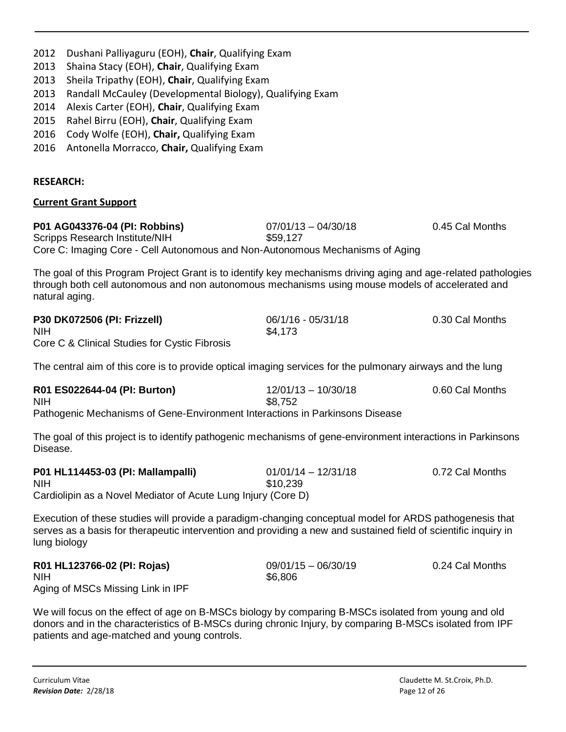2012 Dushani Palliyaguru (EOH), **Chair**, Qualifying Exam
2013 Shaina Stacy (EOH), **Chair**, Qualifying Exam
2013 Sheila Tripathy (EOH), **Chair**, Qualifying Exam
2013 Randall McCauley (Developmental Biology), Qualifying Exam
2014 Alexis Carter (EOH), **Chair**, Qualifying Exam
2015 Rahel Birru (EOH), **Chair**, Qualifying Exam
2016 Cody Wolfe (EOH), **Chair,** Qualifying Exam
2016 Antonella Morracco, **Chair,** Qualifying Exam

**RESEARCH:**

**Current Grant Support**

**P01 AG043376-04 (PI: Robbins)** 07/01/13 – 04/30/18 0.45 Cal Months
Scripps Research Institute/NIH $59,127
Core C: Imaging Core - Cell Autonomous and Non-Autonomous Mechanisms of Aging

The goal of this Program Project Grant is to identify key mechanisms driving aging and age-related pathologies through both cell autonomous and non autonomous mechanisms using mouse models of accelerated and natural aging.

**P30 DK072506 (PI: Frizzell)** 06/1/16 - 05/31/18 0.30 Cal Months
NIH $4,173
Core C & Clinical Studies for Cystic Fibrosis

The central aim of this core is to provide optical imaging services for the pulmonary airways and the lung

**R01 ES022644-04 (PI: Burton)** 12/01/13 – 10/30/18 0.60 Cal Months
NIH $8,752
Pathogenic Mechanisms of Gene-Environment Interactions in Parkinsons Disease

The goal of this project is to identify pathogenic mechanisms of gene-environment interactions in Parkinsons Disease.

**P01 HL114453-03 (PI: Mallampalli)** 01/01/14 – 12/31/18 0.72 Cal Months
NIH $10,239
Cardiolipin as a Novel Mediator of Acute Lung Injury (Core D)

Execution of these studies will provide a paradigm-changing conceptual model for ARDS pathogenesis that serves as a basis for therapeutic intervention and providing a new and sustained field of scientific inquiry in lung biology

**R01 HL123766-02 (PI: Rojas)** 09/01/15 – 06/30/19 0.24 Cal Months
NIH $6,806
Aging of MSCs Missing Link in IPF

We will focus on the effect of age on B-MSCs biology by comparing B-MSCs isolated from young and old donors and in the characteristics of B-MSCs during chronic Injury, by comparing B-MSCs isolated from IPF patients and age-matched and young controls.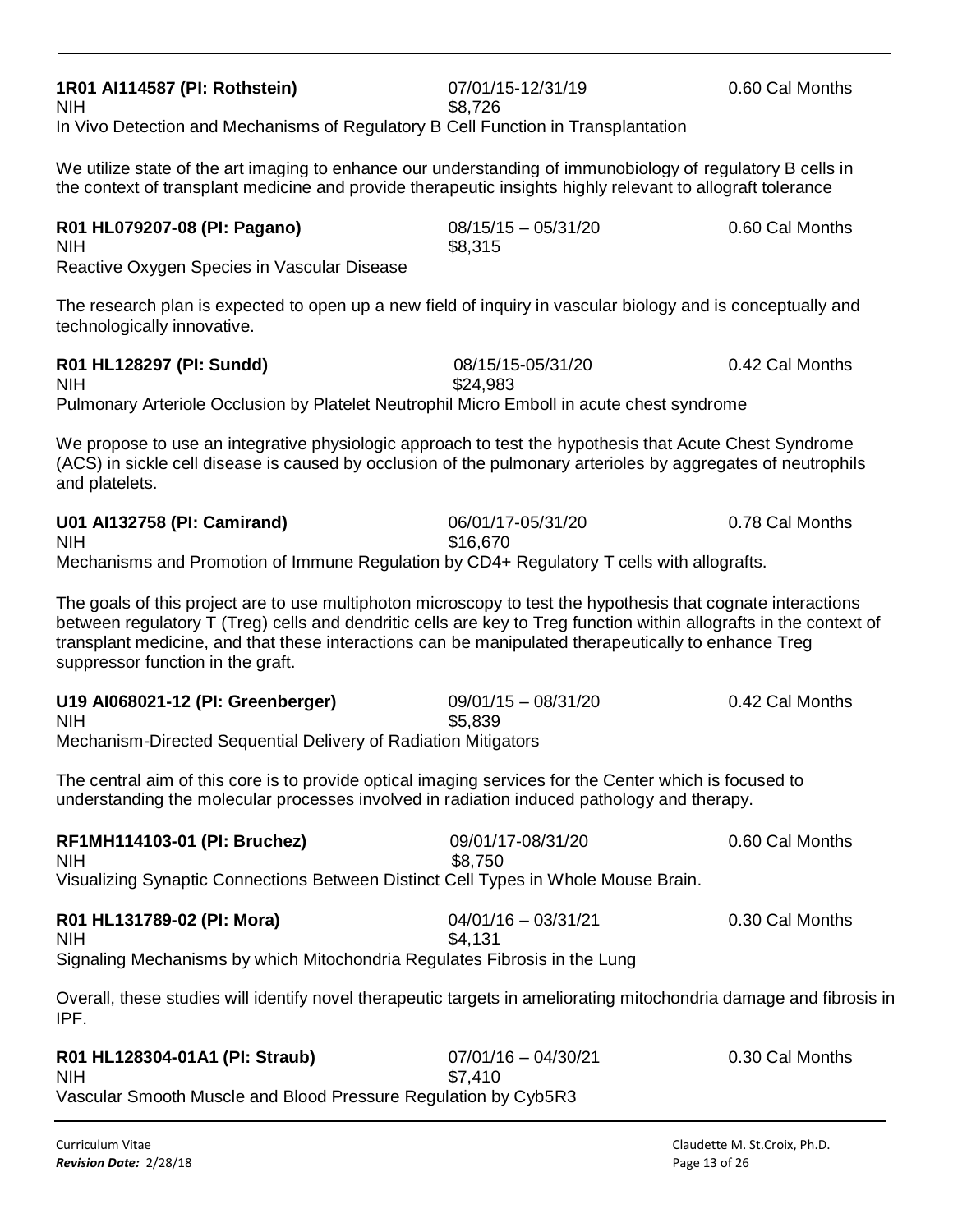**1R01 AI114587 (PI: Rothstein)** 07/01/15-12/31/19 0.60 Cal Months
NIH $8,726
In Vivo Detection and Mechanisms of Regulatory B Cell Function in Transplantation

We utilize state of the art imaging to enhance our understanding of immunobiology of regulatory B cells in the context of transplant medicine and provide therapeutic insights highly relevant to allograft tolerance

**R01 HL079207-08 (PI: Pagano)** 08/15/15 – 05/31/20 0.60 Cal Months
NIH $8,315
Reactive Oxygen Species in Vascular Disease

The research plan is expected to open up a new field of inquiry in vascular biology and is conceptually and technologically innovative.

**R01 HL128297 (PI: Sundd)** 08/15/15-05/31/20 0.42 Cal Months
NIH $24,983
Pulmonary Arteriole Occlusion by Platelet Neutrophil Micro Emboll in acute chest syndrome

We propose to use an integrative physiologic approach to test the hypothesis that Acute Chest Syndrome (ACS) in sickle cell disease is caused by occlusion of the pulmonary arterioles by aggregates of neutrophils and platelets.

**U01 AI132758 (PI: Camirand)** 06/01/17-05/31/20 0.78 Cal Months
NIH $16,670
Mechanisms and Promotion of Immune Regulation by CD4+ Regulatory T cells with allografts.

The goals of this project are to use multiphoton microscopy to test the hypothesis that cognate interactions between regulatory T (Treg) cells and dendritic cells are key to Treg function within allografts in the context of transplant medicine, and that these interactions can be manipulated therapeutically to enhance Treg suppressor function in the graft.

**U19 AI068021-12 (PI: Greenberger)** 09/01/15 – 08/31/20 0.42 Cal Months
NIH $5,839
Mechanism-Directed Sequential Delivery of Radiation Mitigators

The central aim of this core is to provide optical imaging services for the Center which is focused to understanding the molecular processes involved in radiation induced pathology and therapy.

**RF1MH114103-01 (PI: Bruchez)** 09/01/17-08/31/20 0.60 Cal Months
NIH $8,750
Visualizing Synaptic Connections Between Distinct Cell Types in Whole Mouse Brain.

**R01 HL131789-02 (PI: Mora)** 04/01/16 – 03/31/21 0.30 Cal Months
NIH $4,131
Signaling Mechanisms by which Mitochondria Regulates Fibrosis in the Lung

Overall, these studies will identify novel therapeutic targets in ameliorating mitochondria damage and fibrosis in IPF.

**R01 HL128304-01A1 (PI: Straub)** 07/01/16 – 04/30/21 0.30 Cal Months
NIH $7,410
Vascular Smooth Muscle and Blood Pressure Regulation by Cyb5R3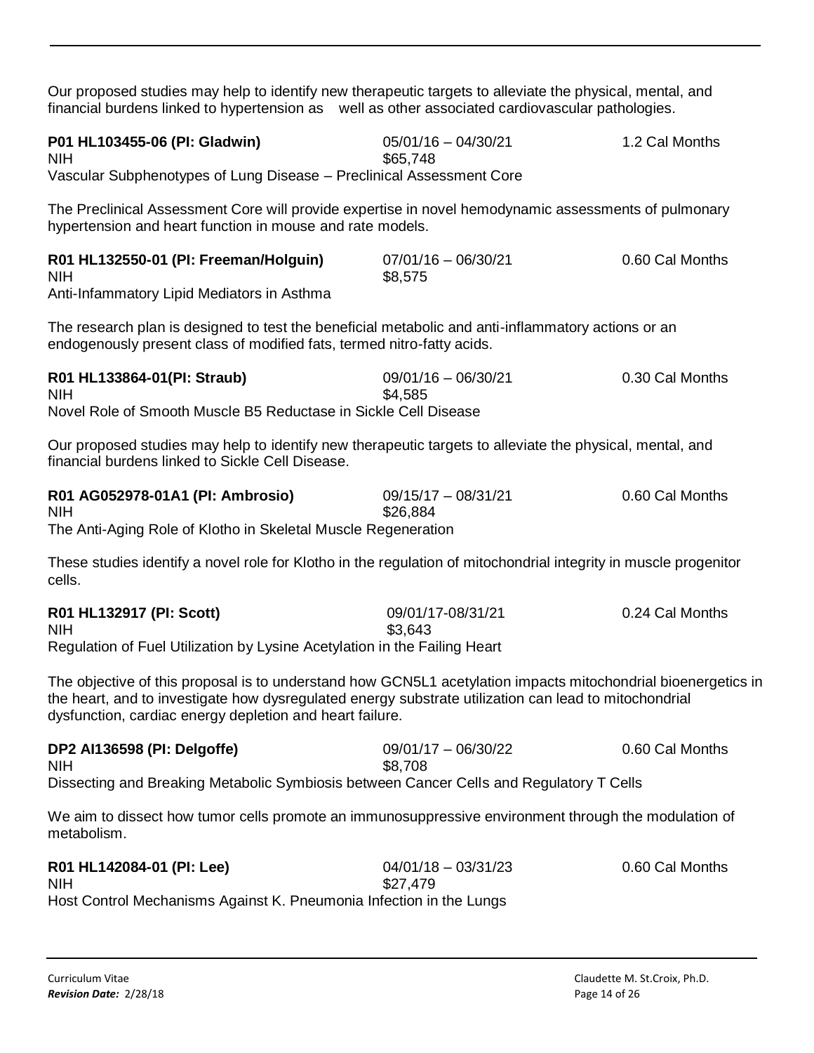Our proposed studies may help to identify new therapeutic targets to alleviate the physical, mental, and financial burdens linked to hypertension as well as other associated cardiovascular pathologies.

**P01 HL103455-06 (PI: Gladwin)** 05/01/16 – 04/30/21 1.2 Cal Months
NIH $65,748
Vascular Subphenotypes of Lung Disease – Preclinical Assessment Core

The Preclinical Assessment Core will provide expertise in novel hemodynamic assessments of pulmonary hypertension and heart function in mouse and rate models.

**R01 HL132550-01 (PI: Freeman/Holguin)** 07/01/16 – 06/30/21 0.60 Cal Months
NIH $8,575
Anti-Infammatory Lipid Mediators in Asthma

The research plan is designed to test the beneficial metabolic and anti-inflammatory actions or an endogenously present class of modified fats, termed nitro-fatty acids.

**R01 HL133864-01(PI: Straub)** 09/01/16 – 06/30/21 0.30 Cal Months
NIH $4,585
Novel Role of Smooth Muscle B5 Reductase in Sickle Cell Disease

Our proposed studies may help to identify new therapeutic targets to alleviate the physical, mental, and financial burdens linked to Sickle Cell Disease.

**R01 AG052978-01A1 (PI: Ambrosio)** 09/15/17 – 08/31/21 0.60 Cal Months
NIH $26,884
The Anti-Aging Role of Klotho in Skeletal Muscle Regeneration

These studies identify a novel role for Klotho in the regulation of mitochondrial integrity in muscle progenitor cells.

**R01 HL132917 (PI: Scott)** 09/01/17-08/31/21 0.24 Cal Months
NIH $3,643
Regulation of Fuel Utilization by Lysine Acetylation in the Failing Heart

The objective of this proposal is to understand how GCN5L1 acetylation impacts mitochondrial bioenergetics in the heart, and to investigate how dysregulated energy substrate utilization can lead to mitochondrial dysfunction, cardiac energy depletion and heart failure.

**DP2 AI136598 (PI: Delgoffe)** 09/01/17 – 06/30/22 0.60 Cal Months
NIH $8,708
Dissecting and Breaking Metabolic Symbiosis between Cancer Cells and Regulatory T Cells

We aim to dissect how tumor cells promote an immunosuppressive environment through the modulation of metabolism.

**R01 HL142084-01 (PI: Lee)** 04/01/18 – 03/31/23 0.60 Cal Months
NIH $27,479
Host Control Mechanisms Against K. Pneumonia Infection in the Lungs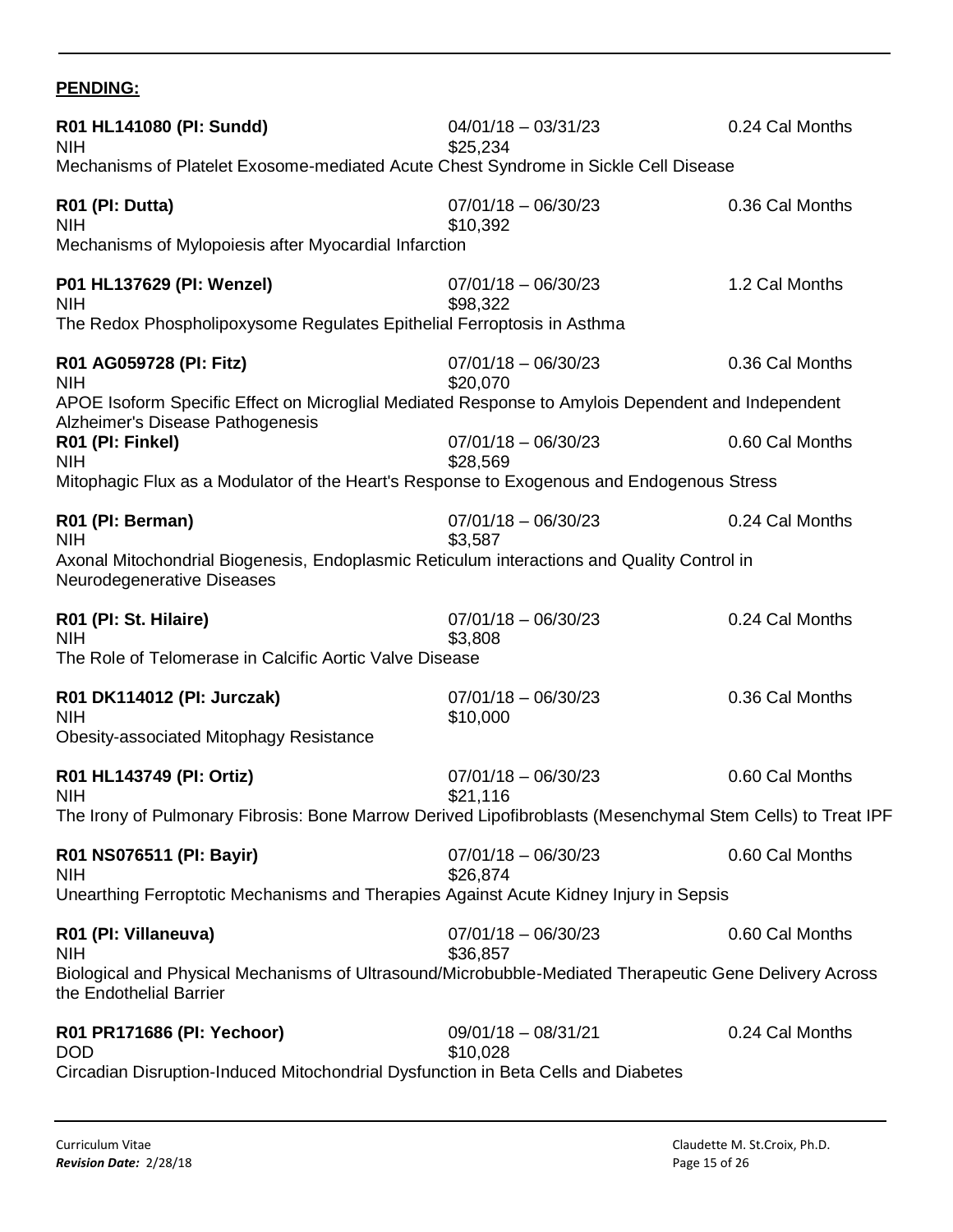**PENDING:**

**R01 HL141080 (PI: Sundd)** 04/01/18 – 03/31/23 0.24 Cal Months
NIH $25,234
Mechanisms of Platelet Exosome-mediated Acute Chest Syndrome in Sickle Cell Disease

**R01 (PI: Dutta)** 07/01/18 – 06/30/23 0.36 Cal Months
NIH $10,392
Mechanisms of Mylopoiesis after Myocardial Infarction

**P01 HL137629 (PI: Wenzel)** 07/01/18 – 06/30/23 1.2 Cal Months
NIH $98,322
The Redox Phospholipoxysome Regulates Epithelial Ferroptosis in Asthma

**R01 AG059728 (PI: Fitz)** 07/01/18 – 06/30/23 0.36 Cal Months
NIH $20,070
APOE Isoform Specific Effect on Microglial Mediated Response to Amylois Dependent and Independent Alzheimer's Disease Pathogenesis

**R01 (PI: Finkel)** 07/01/18 – 06/30/23 0.60 Cal Months
NIH $28,569
Mitophagic Flux as a Modulator of the Heart's Response to Exogenous and Endogenous Stress

**R01 (PI: Berman)** 07/01/18 – 06/30/23 0.24 Cal Months
NIH $3,587
Axonal Mitochondrial Biogenesis, Endoplasmic Reticulum interactions and Quality Control in Neurodegenerative Diseases

**R01 (PI: St. Hilaire)** 07/01/18 – 06/30/23 0.24 Cal Months
NIH $3,808
The Role of Telomerase in Calcific Aortic Valve Disease

**R01 DK114012 (PI: Jurczak)** 07/01/18 – 06/30/23 0.36 Cal Months
NIH $10,000
Obesity-associated Mitophagy Resistance

**R01 HL143749 (PI: Ortiz)** 07/01/18 – 06/30/23 0.60 Cal Months
NIH $21,116
The Irony of Pulmonary Fibrosis: Bone Marrow Derived Lipofibroblasts (Mesenchymal Stem Cells) to Treat IPF

**R01 NS076511 (PI: Bayir)** 07/01/18 – 06/30/23 0.60 Cal Months
NIH $26,874
Unearthing Ferroptotic Mechanisms and Therapies Against Acute Kidney Injury in Sepsis

**R01 (PI: Villaneuva)** 07/01/18 – 06/30/23 0.60 Cal Months
NIH $36,857
Biological and Physical Mechanisms of Ultrasound/Microbubble-Mediated Therapeutic Gene Delivery Across the Endothelial Barrier

**R01 PR171686 (PI: Yechoor)** 09/01/18 – 08/31/21 0.24 Cal Months
DOD $10,028
Circadian Disruption-Induced Mitochondrial Dysfunction in Beta Cells and Diabetes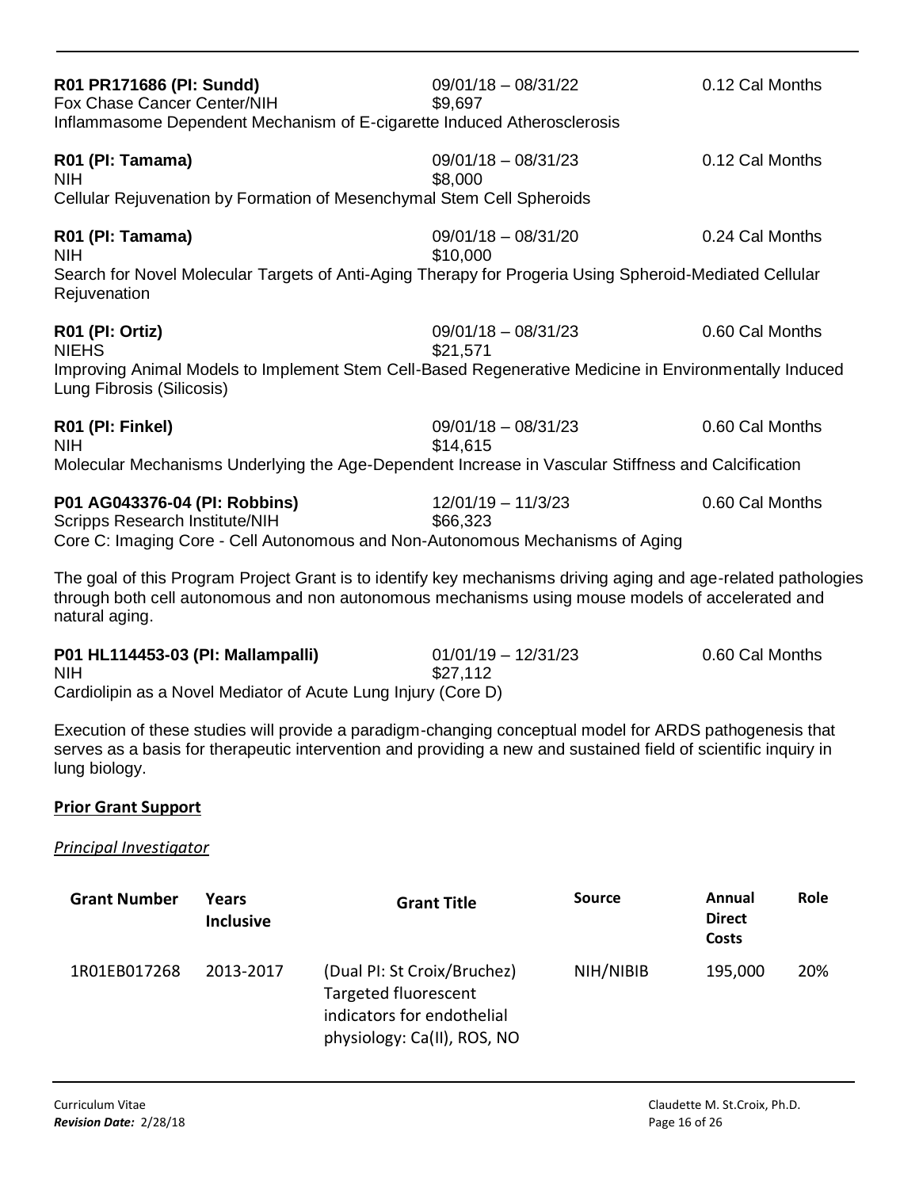**R01 PR171686 (PI: Sundd)** 09/01/18 – 08/31/22 0.12 Cal Months
Fox Chase Cancer Center/NIH $9,697
Inflammasome Dependent Mechanism of E-cigarette Induced Atherosclerosis

**R01 (PI: Tamama)** 09/01/18 – 08/31/23 0.12 Cal Months
NIH $8,000
Cellular Rejuvenation by Formation of Mesenchymal Stem Cell Spheroids

**R01 (PI: Tamama)** 09/01/18 – 08/31/20 0.24 Cal Months
NIH $10,000
Search for Novel Molecular Targets of Anti-Aging Therapy for Progeria Using Spheroid-Mediated Cellular Rejuvenation

**R01 (PI: Ortiz)** 09/01/18 – 08/31/23 0.60 Cal Months
NIEHS $21,571
Improving Animal Models to Implement Stem Cell-Based Regenerative Medicine in Environmentally Induced Lung Fibrosis (Silicosis)

**R01 (PI: Finkel)** 09/01/18 – 08/31/23 0.60 Cal Months
NIH $14,615
Molecular Mechanisms Underlying the Age-Dependent Increase in Vascular Stiffness and Calcification

**P01 AG043376-04 (PI: Robbins)** 12/01/19 – 11/3/23 0.60 Cal Months
Scripps Research Institute/NIH $66,323
Core C: Imaging Core - Cell Autonomous and Non-Autonomous Mechanisms of Aging

The goal of this Program Project Grant is to identify key mechanisms driving aging and age-related pathologies through both cell autonomous and non autonomous mechanisms using mouse models of accelerated and natural aging.

**P01 HL114453-03 (PI: Mallampalli)** 01/01/19 – 12/31/23 0.60 Cal Months
NIH $27,112
Cardiolipin as a Novel Mediator of Acute Lung Injury (Core D)

Execution of these studies will provide a paradigm-changing conceptual model for ARDS pathogenesis that serves as a basis for therapeutic intervention and providing a new and sustained field of scientific inquiry in lung biology.

**Prior Grant Support**

*Principal Investigator*

| Grant Number | Years Inclusive | Grant Title | Source | Annual Direct Costs | Role |
|---|---|---|---|---|---|
| 1R01EB017268 | 2013-2017 | (Dual PI: St Croix/Bruchez) Targeted fluorescent indicators for endothelial physiology: Ca(II), ROS, NO | NIH/NIBIB | 195,000 | 20% |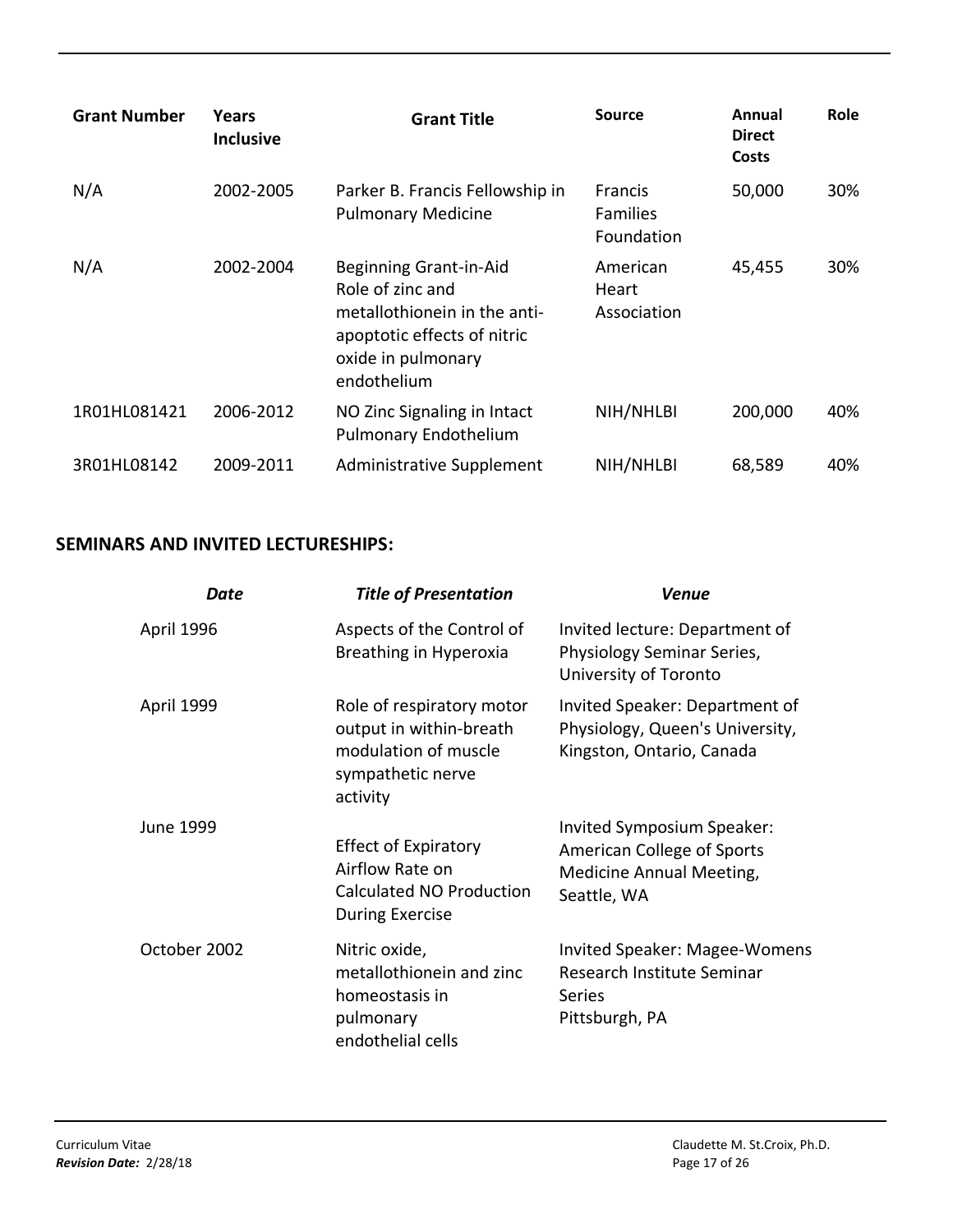| Grant Number | Years Inclusive | Grant Title | Source | Annual Direct Costs | Role |
|---|---|---|---|---|---|
| N/A | 2002-2005 | Parker B. Francis Fellowship in Pulmonary Medicine | Francis Families Foundation | 50,000 | 30% |
| N/A | 2002-2004 | Beginning Grant-in-Aid Role of zinc and metallothionein in the anti-apoptotic effects of nitric oxide in pulmonary endothelium | American Heart Association | 45,455 | 30% |
| 1R01HL081421 | 2006-2012 | NO Zinc Signaling in Intact Pulmonary Endothelium | NIH/NHLBI | 200,000 | 40% |
| 3R01HL08142 | 2009-2011 | Administrative Supplement | NIH/NHLBI | 68,589 | 40% |

## SEMINARS AND INVITED LECTURESHIPS:

| *Date* | *Title of Presentation* | *Venue* |
|---|---|---|
| April 1996 | Aspects of the Control of Breathing in Hyperoxia | Invited lecture: Department of Physiology Seminar Series, University of Toronto |
| April 1999 | Role of respiratory motor output in within-breath modulation of muscle sympathetic nerve activity | Invited Speaker: Department of Physiology, Queen's University, Kingston, Ontario, Canada |
| June 1999 | Effect of Expiratory Airflow Rate on Calculated NO Production During Exercise | Invited Symposium Speaker: American College of Sports Medicine Annual Meeting, Seattle, WA |
| October 2002 | Nitric oxide, metallothionein and zinc homeostasis in pulmonary endothelial cells | Invited Speaker: Magee-Womens Research Institute Seminar Series Pittsburgh, PA |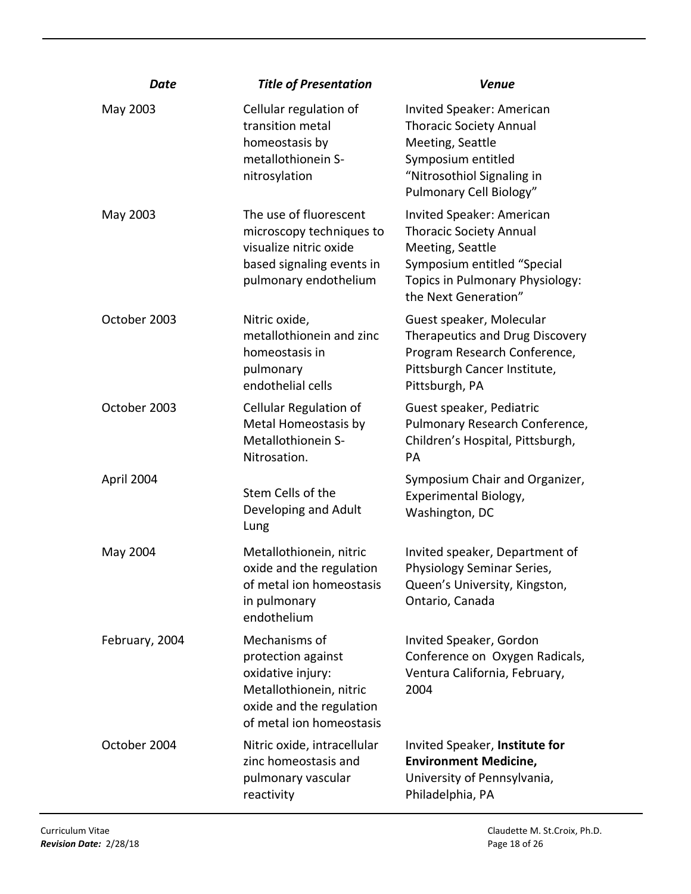| ***Date*** | ***Title of Presentation*** | ***Venue*** |
| --- | --- | --- |
| May 2003 | Cellular regulation of transition metal homeostasis by metallothionein S-nitrosylation | Invited Speaker: American Thoracic Society Annual Meeting, Seattle Symposium entitled "Nitrosothiol Signaling in Pulmonary Cell Biology" |
| May 2003 | The use of fluorescent microscopy techniques to visualize nitric oxide based signaling events in pulmonary endothelium | Invited Speaker: American Thoracic Society Annual Meeting, Seattle Symposium entitled "Special Topics in Pulmonary Physiology: the Next Generation" |
| October 2003 | Nitric oxide, metallothionein and zinc homeostasis in pulmonary endothelial cells | Guest speaker, Molecular Therapeutics and Drug Discovery Program Research Conference, Pittsburgh Cancer Institute, Pittsburgh, PA |
| October 2003 | Cellular Regulation of Metal Homeostasis by Metallothionein S-Nitrosation. | Guest speaker, Pediatric Pulmonary Research Conference, Children's Hospital, Pittsburgh, PA |
| April 2004 | Stem Cells of the Developing and Adult Lung | Symposium Chair and Organizer, Experimental Biology, Washington, DC |
| May 2004 | Metallothionein, nitric oxide and the regulation of metal ion homeostasis in pulmonary endothelium | Invited speaker, Department of Physiology Seminar Series, Queen's University, Kingston, Ontario, Canada |
| February, 2004 | Mechanisms of protection against oxidative injury: Metallothionein, nitric oxide and the regulation of metal ion homeostasis | Invited Speaker, Gordon Conference on Oxygen Radicals, Ventura California, February, 2004 |
| October 2004 | Nitric oxide, intracellular zinc homeostasis and pulmonary vascular reactivity | Invited Speaker, **Institute for Environment Medicine,** University of Pennsylvania, Philadelphia, PA |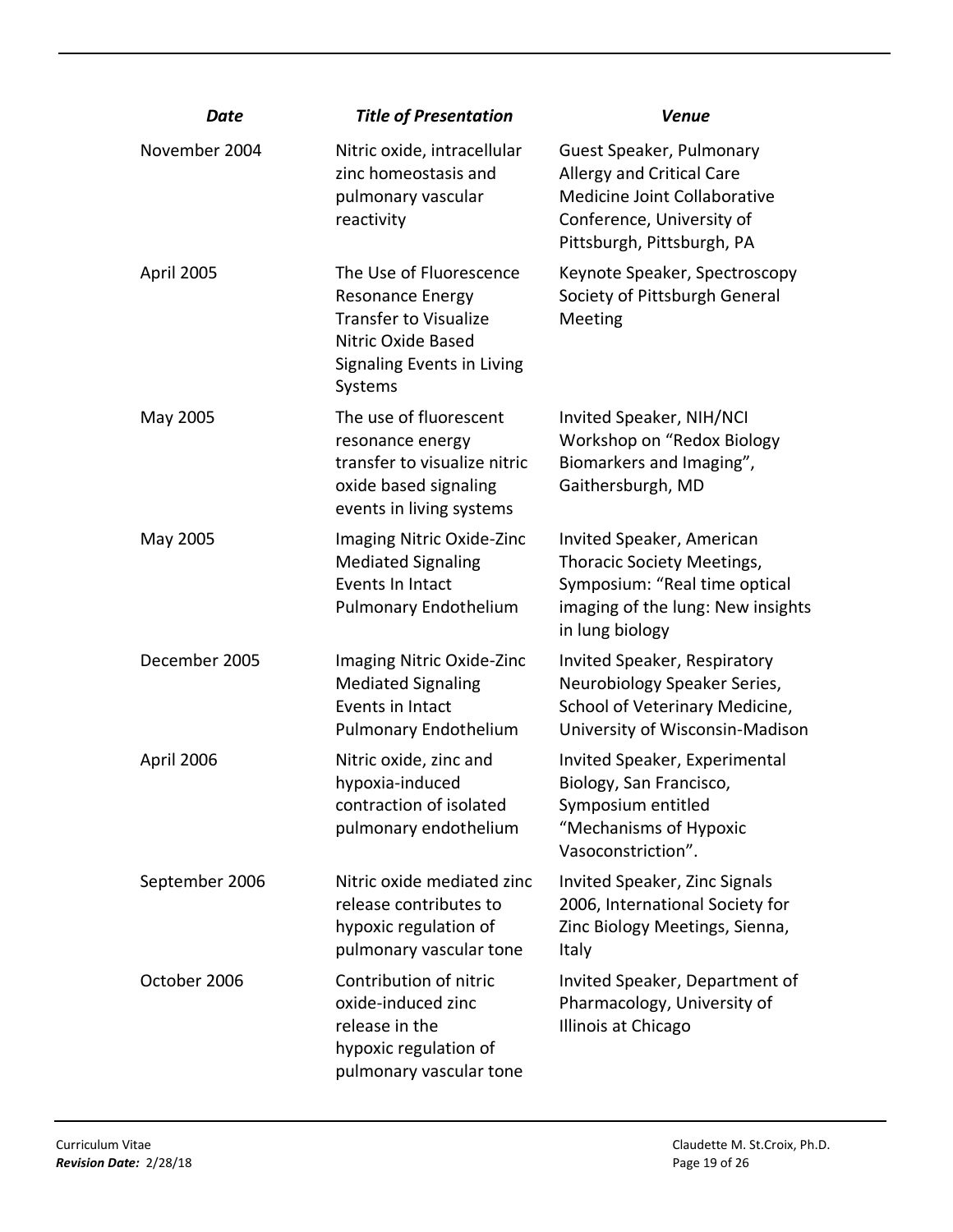| *Date* | *Title of Presentation* | *Venue* |
|---|---|---|
| November 2004 | Nitric oxide, intracellular zinc homeostasis and pulmonary vascular reactivity | Guest Speaker, Pulmonary Allergy and Critical Care Medicine Joint Collaborative Conference, University of Pittsburgh, Pittsburgh, PA |
| April 2005 | The Use of Fluorescence Resonance Energy Transfer to Visualize Nitric Oxide Based Signaling Events in Living Systems | Keynote Speaker, Spectroscopy Society of Pittsburgh General Meeting |
| May 2005 | The use of fluorescent resonance energy transfer to visualize nitric oxide based signaling events in living systems | Invited Speaker, NIH/NCI Workshop on "Redox Biology Biomarkers and Imaging", Gaithersburgh, MD |
| May 2005 | Imaging Nitric Oxide-Zinc Mediated Signaling Events In Intact Pulmonary Endothelium | Invited Speaker, American Thoracic Society Meetings, Symposium: "Real time optical imaging of the lung: New insights in lung biology |
| December 2005 | Imaging Nitric Oxide-Zinc Mediated Signaling Events in Intact Pulmonary Endothelium | Invited Speaker, Respiratory Neurobiology Speaker Series, School of Veterinary Medicine, University of Wisconsin-Madison |
| April 2006 | Nitric oxide, zinc and hypoxia-induced contraction of isolated pulmonary endothelium | Invited Speaker, Experimental Biology, San Francisco, Symposium entitled "Mechanisms of Hypoxic Vasoconstriction". |
| September 2006 | Nitric oxide mediated zinc release contributes to hypoxic regulation of pulmonary vascular tone | Invited Speaker, Zinc Signals 2006, International Society for Zinc Biology Meetings, Sienna, Italy |
| October 2006 | Contribution of nitric oxide-induced zinc release in the hypoxic regulation of pulmonary vascular tone | Invited Speaker, Department of Pharmacology, University of Illinois at Chicago |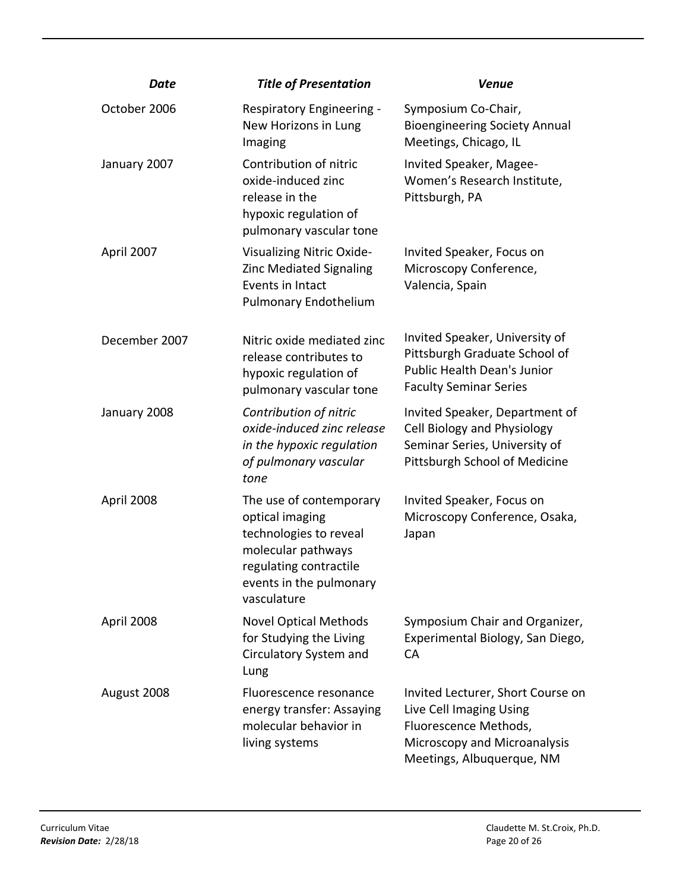| *Date* | *Title of Presentation* | *Venue* |
|---|---|---|
| October 2006 | Respiratory Engineering - New Horizons in Lung Imaging | Symposium Co-Chair, Bioengineering Society Annual Meetings, Chicago, IL |
| January 2007 | Contribution of nitric oxide-induced zinc release in the hypoxic regulation of pulmonary vascular tone | Invited Speaker, Magee-Women's Research Institute, Pittsburgh, PA |
| April 2007 | Visualizing Nitric Oxide-Zinc Mediated Signaling Events in Intact Pulmonary Endothelium | Invited Speaker, Focus on Microscopy Conference, Valencia, Spain |
| December 2007 | Nitric oxide mediated zinc release contributes to hypoxic regulation of pulmonary vascular tone | Invited Speaker, University of Pittsburgh Graduate School of Public Health Dean's Junior Faculty Seminar Series |
| January 2008 | *Contribution of nitric oxide-induced zinc release in the hypoxic regulation of pulmonary vascular tone* | Invited Speaker, Department of Cell Biology and Physiology Seminar Series, University of Pittsburgh School of Medicine |
| April 2008 | The use of contemporary optical imaging technologies to reveal molecular pathways regulating contractile events in the pulmonary vasculature | Invited Speaker, Focus on Microscopy Conference, Osaka, Japan |
| April 2008 | Novel Optical Methods for Studying the Living Circulatory System and Lung | Symposium Chair and Organizer, Experimental Biology, San Diego, CA |
| August 2008 | Fluorescence resonance energy transfer: Assaying molecular behavior in living systems | Invited Lecturer, Short Course on Live Cell Imaging Using Fluorescence Methods, Microscopy and Microanalysis Meetings, Albuquerque, NM |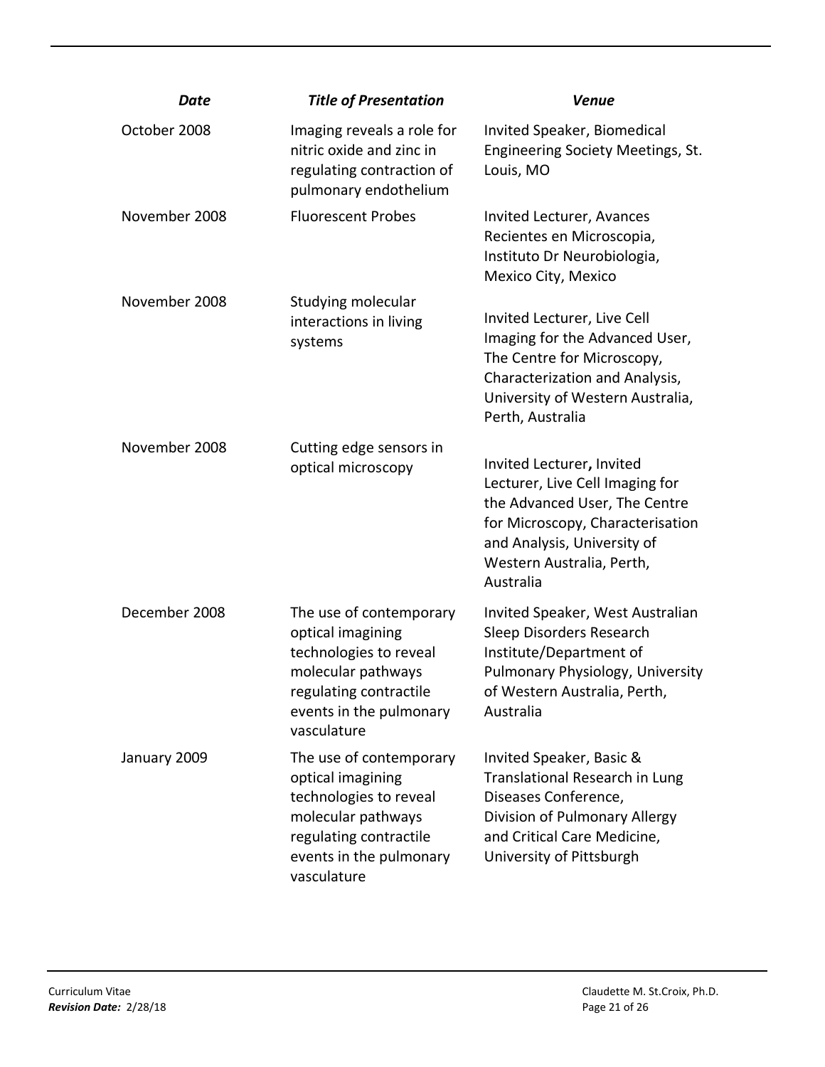| *Date* | *Title of Presentation* | *Venue* |
|---|---|---|
| October 2008 | Imaging reveals a role for nitric oxide and zinc in regulating contraction of pulmonary endothelium | Invited Speaker, Biomedical Engineering Society Meetings, St. Louis, MO |
| November 2008 | Fluorescent Probes | Invited Lecturer, Avances Recientes en Microscopia, Instituto Dr Neurobiologia, Mexico City, Mexico |
| November 2008 | Studying molecular interactions in living systems | Invited Lecturer, Live Cell Imaging for the Advanced User, The Centre for Microscopy, Characterization and Analysis, University of Western Australia, Perth, Australia |
| November 2008 | Cutting edge sensors in optical microscopy | Invited Lecturer**,** Invited Lecturer, Live Cell Imaging for the Advanced User, The Centre for Microscopy, Characterisation and Analysis, University of Western Australia, Perth, Australia |
| December 2008 | The use of contemporary optical imagining technologies to reveal molecular pathways regulating contractile events in the pulmonary vasculature | Invited Speaker, West Australian Sleep Disorders Research Institute/Department of Pulmonary Physiology, University of Western Australia, Perth, Australia |
| January 2009 | The use of contemporary optical imagining technologies to reveal molecular pathways regulating contractile events in the pulmonary vasculature | Invited Speaker, Basic & Translational Research in Lung Diseases Conference, Division of Pulmonary Allergy and Critical Care Medicine, University of Pittsburgh |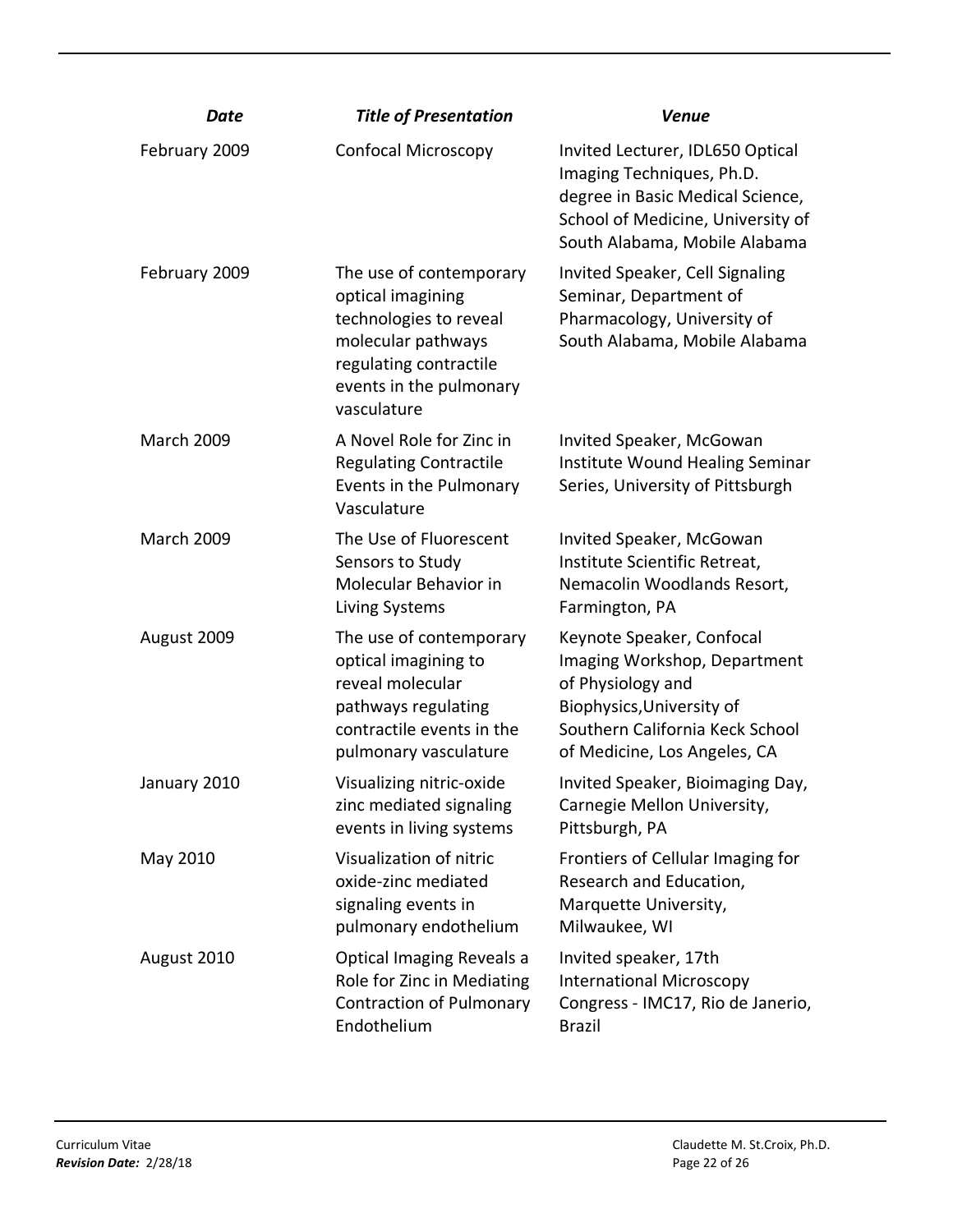| *Date* | *Title of Presentation* | *Venue* |
|---|---|---|
| February 2009 | Confocal Microscopy | Invited Lecturer, IDL650 Optical Imaging Techniques, Ph.D. degree in Basic Medical Science, School of Medicine, University of South Alabama, Mobile Alabama |
| February 2009 | The use of contemporary optical imagining technologies to reveal molecular pathways regulating contractile events in the pulmonary vasculature | Invited Speaker, Cell Signaling Seminar, Department of Pharmacology, University of South Alabama, Mobile Alabama |
| March 2009 | A Novel Role for Zinc in Regulating Contractile Events in the Pulmonary Vasculature | Invited Speaker, McGowan Institute Wound Healing Seminar Series, University of Pittsburgh |
| March 2009 | The Use of Fluorescent Sensors to Study Molecular Behavior in Living Systems | Invited Speaker, McGowan Institute Scientific Retreat, Nemacolin Woodlands Resort, Farmington, PA |
| August 2009 | The use of contemporary optical imagining to reveal molecular pathways regulating contractile events in the pulmonary vasculature | Keynote Speaker, Confocal Imaging Workshop, Department of Physiology and Biophysics,University of Southern California Keck School of Medicine, Los Angeles, CA |
| January 2010 | Visualizing nitric-oxide zinc mediated signaling events in living systems | Invited Speaker, Bioimaging Day, Carnegie Mellon University, Pittsburgh, PA |
| May 2010 | Visualization of nitric oxide-zinc mediated signaling events in pulmonary endothelium | Frontiers of Cellular Imaging for Research and Education, Marquette University, Milwaukee, WI |
| August 2010 | Optical Imaging Reveals a Role for Zinc in Mediating Contraction of Pulmonary Endothelium | Invited speaker, 17th International Microscopy Congress - IMC17, Rio de Janerio, Brazil |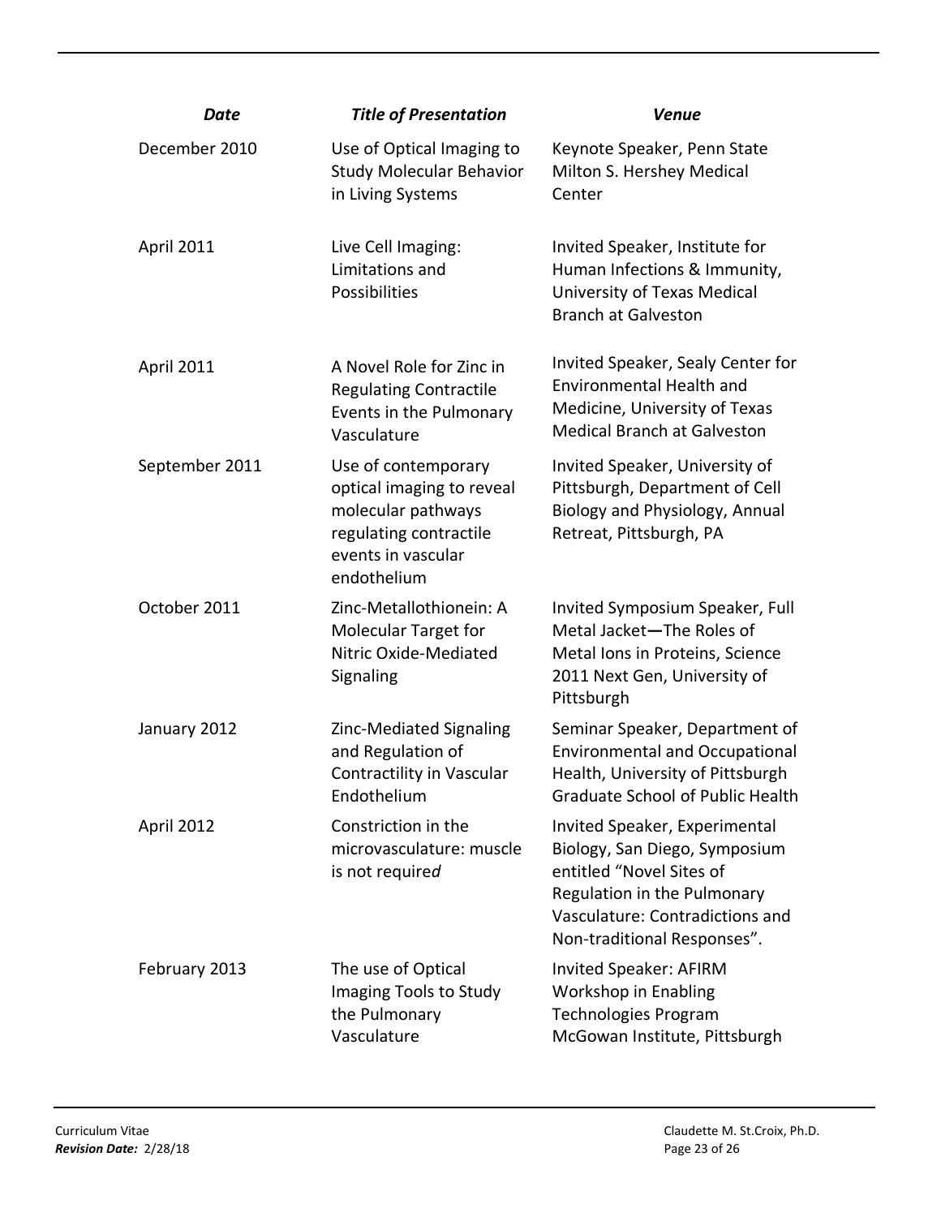| *Date* | *Title of Presentation* | *Venue* |
|---|---|---|
| December 2010 | Use of Optical Imaging to Study Molecular Behavior in Living Systems | Keynote Speaker, Penn State Milton S. Hershey Medical Center |
| April 2011 | Live Cell Imaging: Limitations and Possibilities | Invited Speaker, Institute for Human Infections & Immunity, University of Texas Medical Branch at Galveston |
| April 2011 | A Novel Role for Zinc in Regulating Contractile Events in the Pulmonary Vasculature | Invited Speaker, Sealy Center for Environmental Health and Medicine, University of Texas Medical Branch at Galveston |
| September 2011 | Use of contemporary optical imaging to reveal molecular pathways regulating contractile events in vascular endothelium | Invited Speaker, University of Pittsburgh, Department of Cell Biology and Physiology, Annual Retreat, Pittsburgh, PA |
| October 2011 | Zinc-Metallothionein: A Molecular Target for Nitric Oxide-Mediated Signaling | Invited Symposium Speaker, Full Metal Jacket**—**The Roles of Metal Ions in Proteins, Science 2011 Next Gen, University of Pittsburgh |
| January 2012 | Zinc-Mediated Signaling and Regulation of Contractility in Vascular Endothelium | Seminar Speaker, Department of Environmental and Occupational Health, University of Pittsburgh Graduate School of Public Health |
| April 2012 | Constriction in the microvasculature: muscle is not require*d* | Invited Speaker, Experimental Biology, San Diego, Symposium entitled “Novel Sites of Regulation in the Pulmonary Vasculature: Contradictions and Non-traditional Responses”. |
| February 2013 | The use of Optical Imaging Tools to Study the Pulmonary Vasculature | Invited Speaker: AFIRM Workshop in Enabling Technologies Program McGowan Institute, Pittsburgh |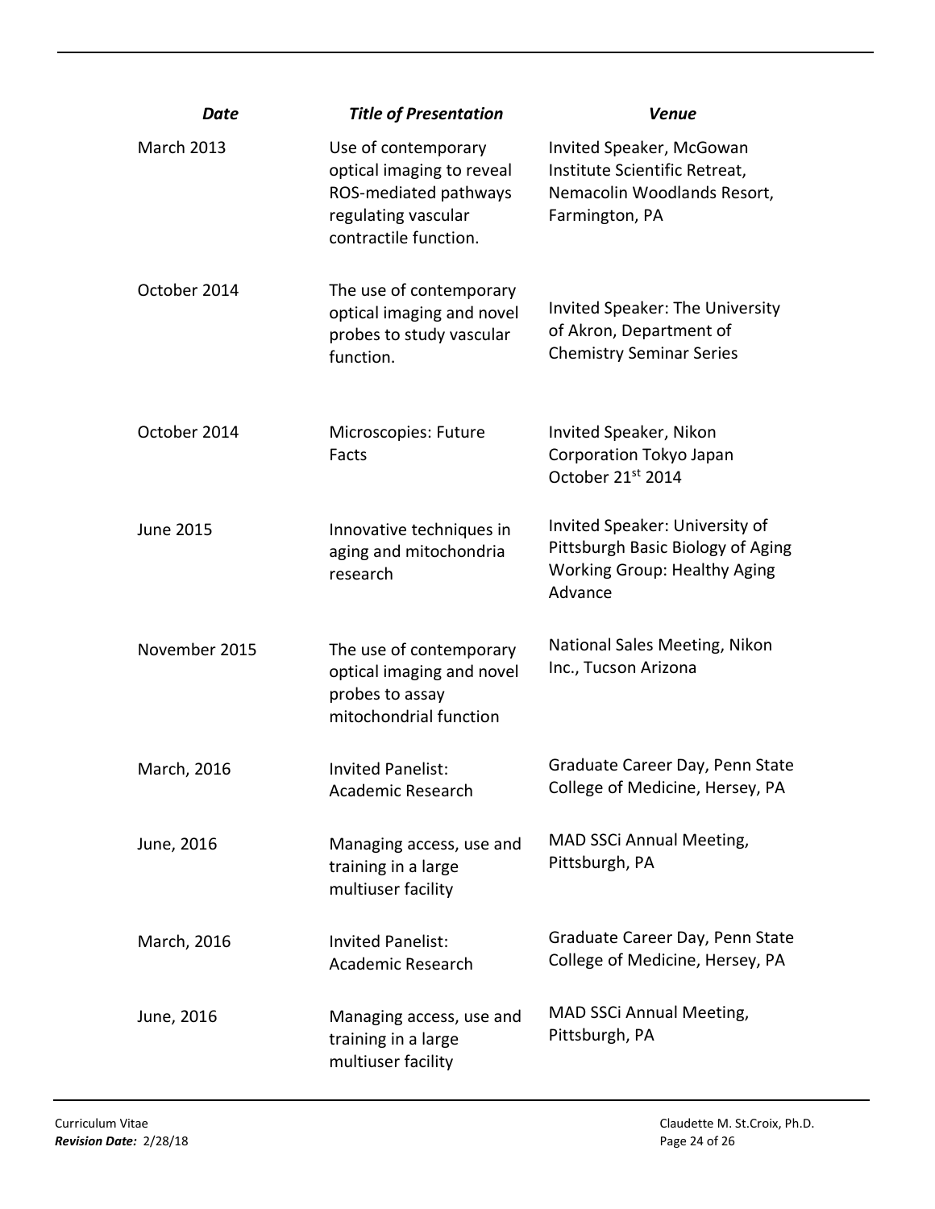| ***Date*** | ***Title of Presentation*** | ***Venue*** |
|---|---|---|
| March 2013 | Use of contemporary optical imaging to reveal ROS-mediated pathways regulating vascular contractile function. | Invited Speaker, McGowan Institute Scientific Retreat, Nemacolin Woodlands Resort, Farmington, PA |
| October 2014 | The use of contemporary optical imaging and novel probes to study vascular function. | Invited Speaker: The University of Akron, Department of Chemistry Seminar Series |
| October 2014 | Microscopies: Future Facts | Invited Speaker, Nikon Corporation Tokyo Japan October 21st 2014 |
| June 2015 | Innovative techniques in aging and mitochondria research | Invited Speaker: University of Pittsburgh Basic Biology of Aging Working Group: Healthy Aging Advance |
| November 2015 | The use of contemporary optical imaging and novel probes to assay mitochondrial function | National Sales Meeting, Nikon Inc., Tucson Arizona |
| March, 2016 | Invited Panelist: Academic Research | Graduate Career Day, Penn State College of Medicine, Hersey, PA |
| June, 2016 | Managing access, use and training in a large multiuser facility | MAD SSCi Annual Meeting, Pittsburgh, PA |
| March, 2016 | Invited Panelist: Academic Research | Graduate Career Day, Penn State College of Medicine, Hersey, PA |
| June, 2016 | Managing access, use and training in a large multiuser facility | MAD SSCi Annual Meeting, Pittsburgh, PA |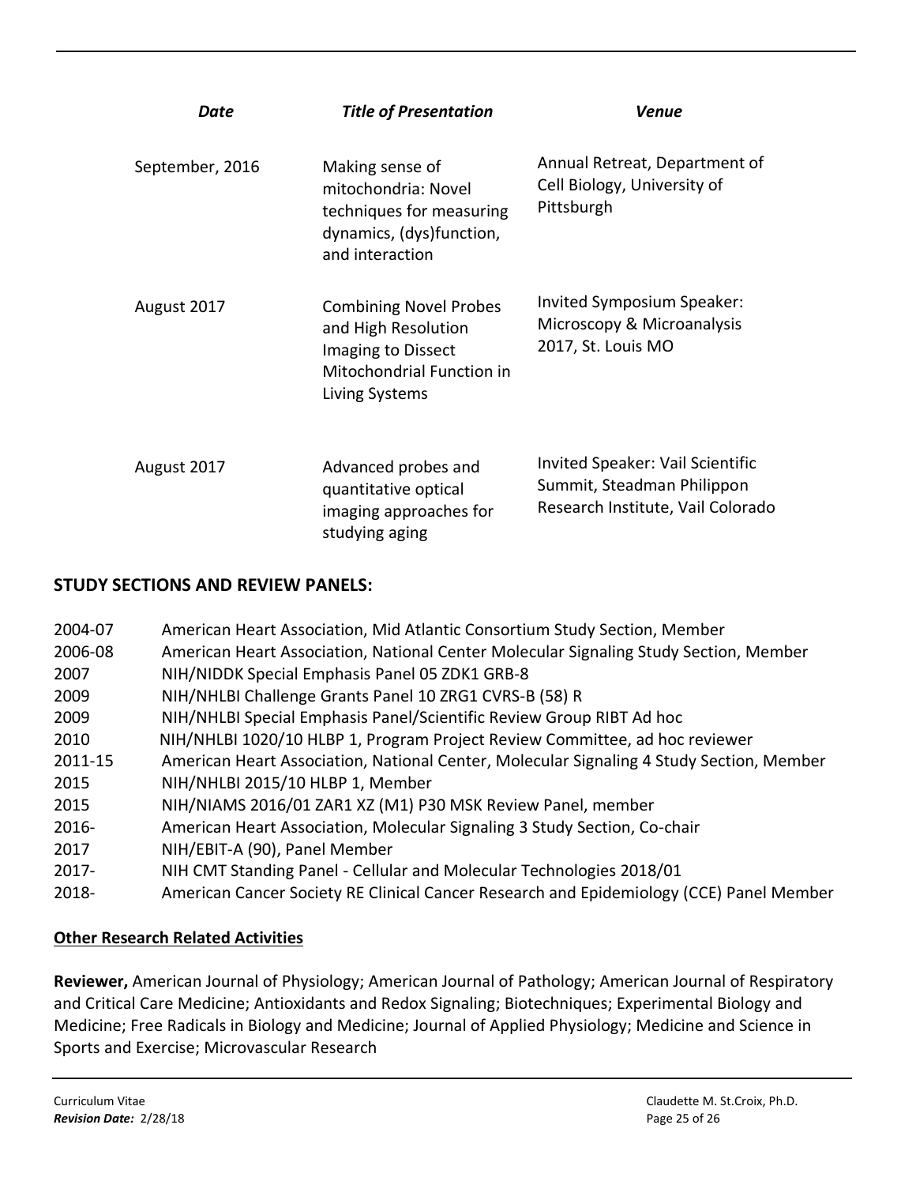| *Date* | *Title of Presentation* | *Venue* |
| --- | --- | --- |
| September, 2016 | Making sense of mitochondria: Novel techniques for measuring dynamics, (dys)function, and interaction | Annual Retreat, Department of Cell Biology, University of Pittsburgh |
| August 2017 | Combining Novel Probes and High Resolution Imaging to Dissect Mitochondrial Function in Living Systems | Invited Symposium Speaker: Microscopy & Microanalysis 2017, St. Louis MO |
| August 2017 | Advanced probes and quantitative optical imaging approaches for studying aging | Invited Speaker: Vail Scientific Summit, Steadman Philippon Research Institute, Vail Colorado |

## STUDY SECTIONS AND REVIEW PANELS:

2004-07 American Heart Association, Mid Atlantic Consortium Study Section, Member
2006-08 American Heart Association, National Center Molecular Signaling Study Section, Member
2007 NIH/NIDDK Special Emphasis Panel 05 ZDK1 GRB-8
2009 NIH/NHLBI Challenge Grants Panel 10 ZRG1 CVRS-B (58) R
2009 NIH/NHLBI Special Emphasis Panel/Scientific Review Group RIBT Ad hoc
2010 NIH/NHLBI 1020/10 HLBP 1, Program Project Review Committee, ad hoc reviewer
2011-15 American Heart Association, National Center, Molecular Signaling 4 Study Section, Member
2015 NIH/NHLBI 2015/10 HLBP 1, Member
2015 NIH/NIAMS 2016/01 ZAR1 XZ (M1) P30 MSK Review Panel, member
2016- American Heart Association, Molecular Signaling 3 Study Section, Co-chair
2017 NIH/EBIT-A (90), Panel Member
2017- NIH CMT Standing Panel - Cellular and Molecular Technologies 2018/01
2018- American Cancer Society RE Clinical Cancer Research and Epidemiology (CCE) Panel Member

### Other Research Related Activities

**Reviewer,** American Journal of Physiology; American Journal of Pathology; American Journal of Respiratory and Critical Care Medicine; Antioxidants and Redox Signaling; Biotechniques; Experimental Biology and Medicine; Free Radicals in Biology and Medicine; Journal of Applied Physiology; Medicine and Science in Sports and Exercise; Microvascular Research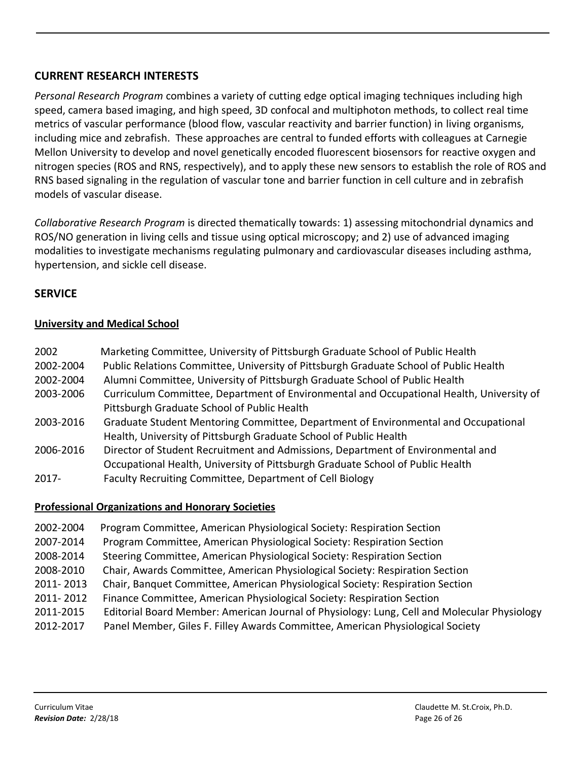## CURRENT RESEARCH INTERESTS

*Personal Research Program* combines a variety of cutting edge optical imaging techniques including high speed, camera based imaging, and high speed, 3D confocal and multiphoton methods, to collect real time metrics of vascular performance (blood flow, vascular reactivity and barrier function) in living organisms, including mice and zebrafish. These approaches are central to funded efforts with colleagues at Carnegie Mellon University to develop and novel genetically encoded fluorescent biosensors for reactive oxygen and nitrogen species (ROS and RNS, respectively), and to apply these new sensors to establish the role of ROS and RNS based signaling in the regulation of vascular tone and barrier function in cell culture and in zebrafish models of vascular disease.

*Collaborative Research Program* is directed thematically towards: 1) assessing mitochondrial dynamics and ROS/NO generation in living cells and tissue using optical microscopy; and 2) use of advanced imaging modalities to investigate mechanisms regulating pulmonary and cardiovascular diseases including asthma, hypertension, and sickle cell disease.

## SERVICE

### University and Medical School

| | |
|---|---|
| 2002 | Marketing Committee, University of Pittsburgh Graduate School of Public Health |
| 2002-2004 | Public Relations Committee, University of Pittsburgh Graduate School of Public Health |
| 2002-2004 | Alumni Committee, University of Pittsburgh Graduate School of Public Health |
| 2003-2006 | Curriculum Committee, Department of Environmental and Occupational Health, University of Pittsburgh Graduate School of Public Health |
| 2003-2016 | Graduate Student Mentoring Committee, Department of Environmental and Occupational Health, University of Pittsburgh Graduate School of Public Health |
| 2006-2016 | Director of Student Recruitment and Admissions, Department of Environmental and Occupational Health, University of Pittsburgh Graduate School of Public Health |
| 2017- | Faculty Recruiting Committee, Department of Cell Biology |

### Professional Organizations and Honorary Societies

| | |
|---|---|
| 2002-2004 | Program Committee, American Physiological Society: Respiration Section |
| 2007-2014 | Program Committee, American Physiological Society: Respiration Section |
| 2008-2014 | Steering Committee, American Physiological Society: Respiration Section |
| 2008-2010 | Chair, Awards Committee, American Physiological Society: Respiration Section |
| 2011- 2013 | Chair, Banquet Committee, American Physiological Society: Respiration Section |
| 2011- 2012 | Finance Committee, American Physiological Society: Respiration Section |
| 2011-2015 | Editorial Board Member: American Journal of Physiology: Lung, Cell and Molecular Physiology |
| 2012-2017 | Panel Member, Giles F. Filley Awards Committee, American Physiological Society |